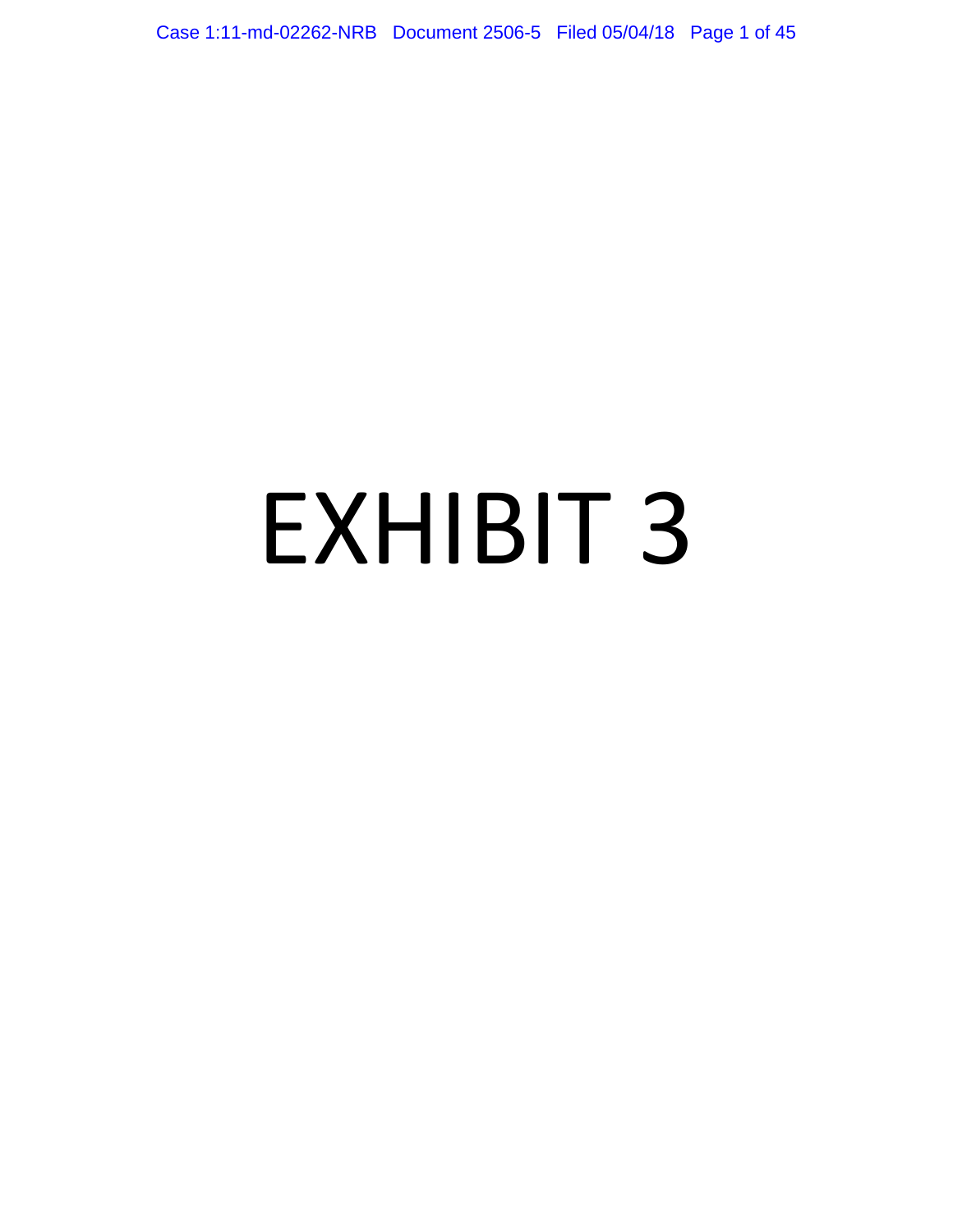# EXHIBIT 3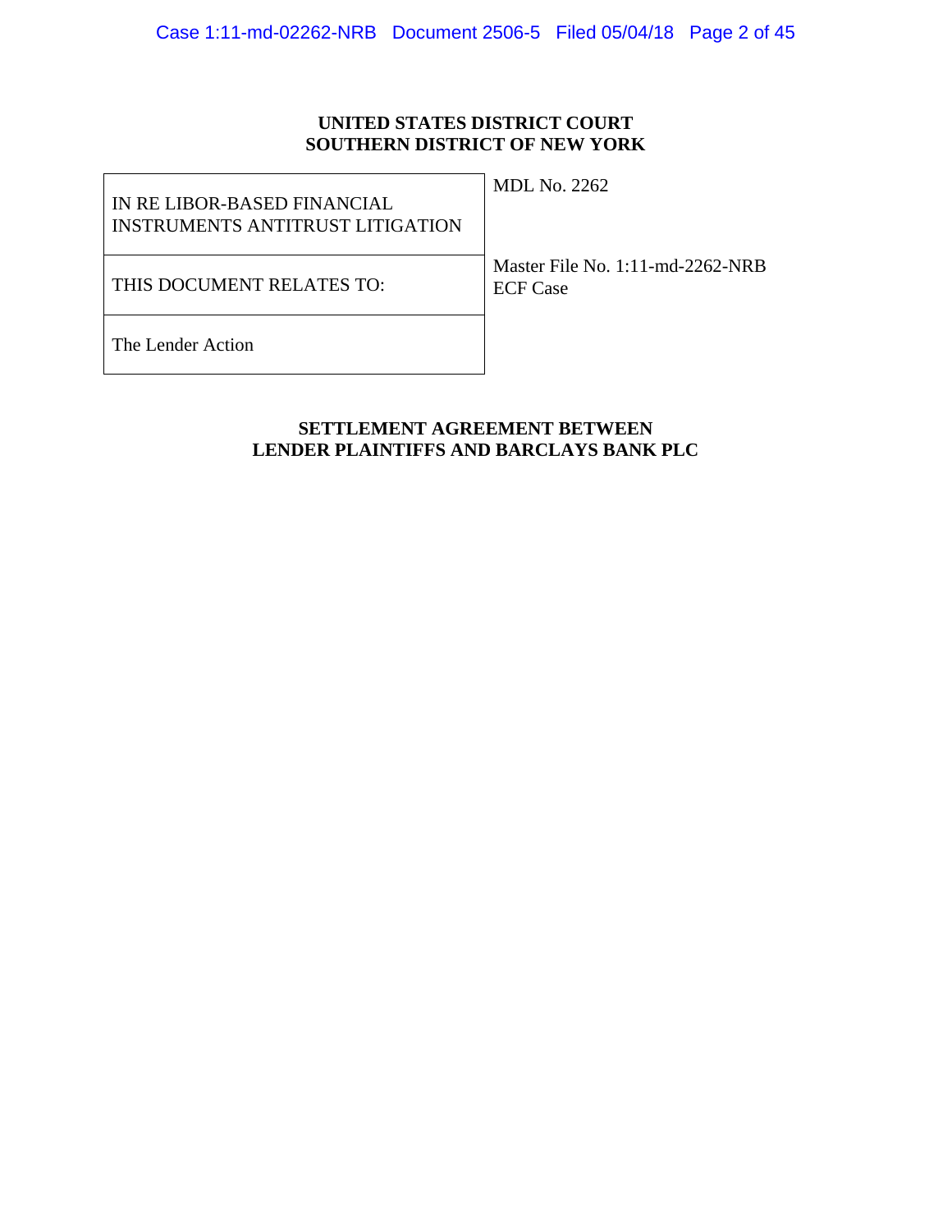**UNITED STATES DISTRICT COURT**
**SOUTHERN DISTRICT OF NEW YORK**

| | |
|---|---|
| IN RE LIBOR-BASED FINANCIAL INSTRUMENTS ANTITRUST LITIGATION | MDL No. 2262 |
| THIS DOCUMENT RELATES TO: | Master File No. 1:11-md-2262-NRB<br>ECF Case |
| The Lender Action | |

**SETTLEMENT AGREEMENT BETWEEN**
**LENDER PLAINTIFFS AND BARCLAYS BANK PLC**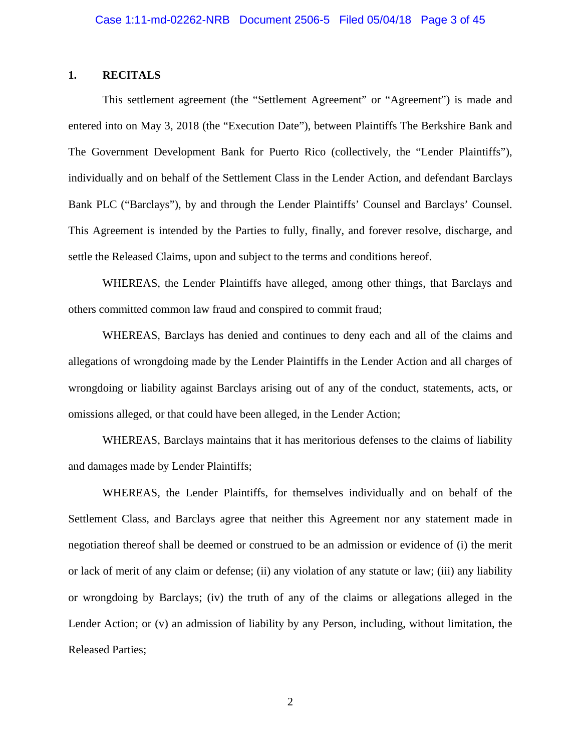## 1. RECITALS

This settlement agreement (the "Settlement Agreement" or "Agreement") is made and entered into on May 3, 2018 (the "Execution Date"), between Plaintiffs The Berkshire Bank and The Government Development Bank for Puerto Rico (collectively, the "Lender Plaintiffs"), individually and on behalf of the Settlement Class in the Lender Action, and defendant Barclays Bank PLC ("Barclays"), by and through the Lender Plaintiffs' Counsel and Barclays' Counsel. This Agreement is intended by the Parties to fully, finally, and forever resolve, discharge, and settle the Released Claims, upon and subject to the terms and conditions hereof.

WHEREAS, the Lender Plaintiffs have alleged, among other things, that Barclays and others committed common law fraud and conspired to commit fraud;

WHEREAS, Barclays has denied and continues to deny each and all of the claims and allegations of wrongdoing made by the Lender Plaintiffs in the Lender Action and all charges of wrongdoing or liability against Barclays arising out of any of the conduct, statements, acts, or omissions alleged, or that could have been alleged, in the Lender Action;

WHEREAS, Barclays maintains that it has meritorious defenses to the claims of liability and damages made by Lender Plaintiffs;

WHEREAS, the Lender Plaintiffs, for themselves individually and on behalf of the Settlement Class, and Barclays agree that neither this Agreement nor any statement made in negotiation thereof shall be deemed or construed to be an admission or evidence of (i) the merit or lack of merit of any claim or defense; (ii) any violation of any statute or law; (iii) any liability or wrongdoing by Barclays; (iv) the truth of any of the claims or allegations alleged in the Lender Action; or (v) an admission of liability by any Person, including, without limitation, the Released Parties;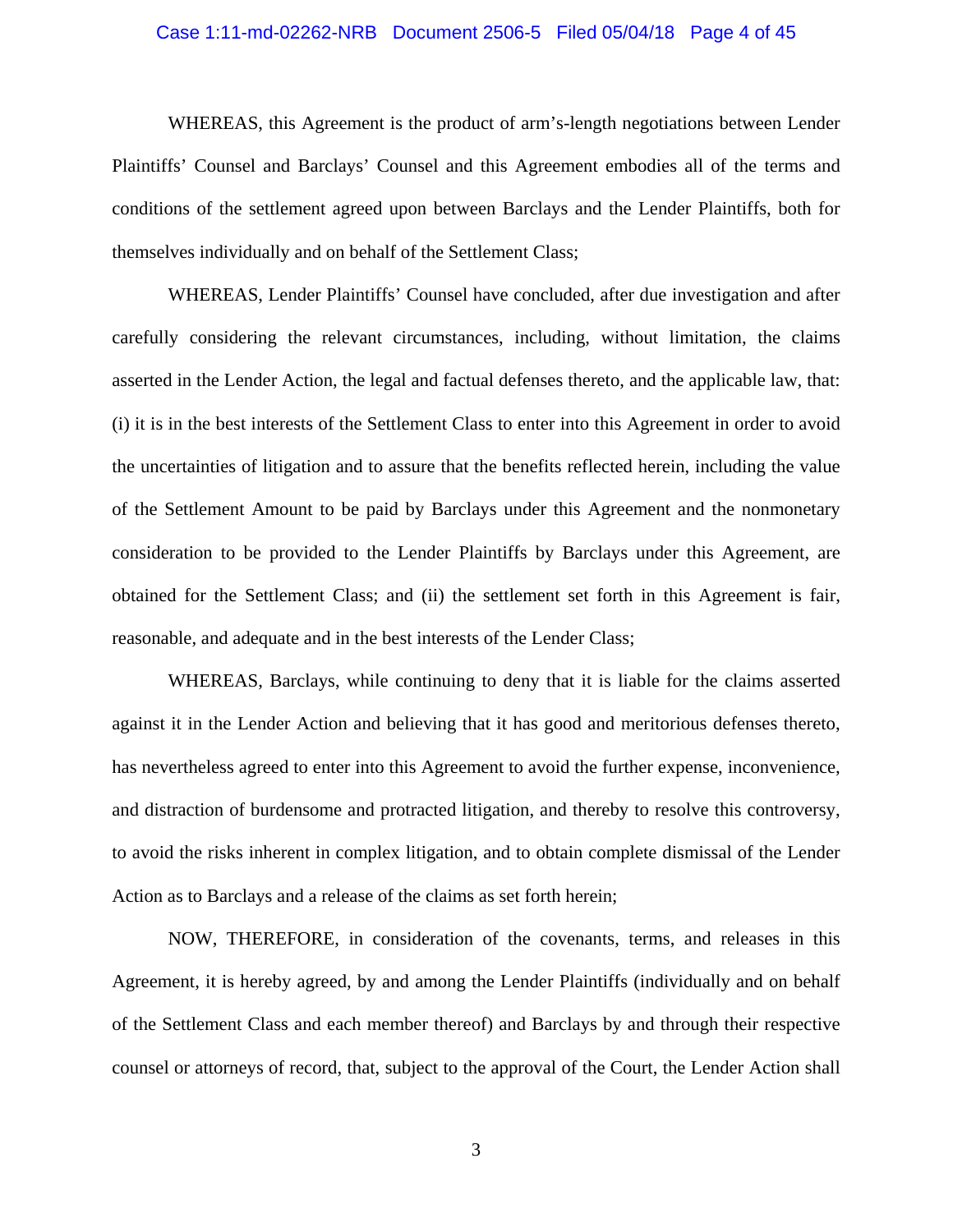WHEREAS, this Agreement is the product of arm's-length negotiations between Lender Plaintiffs' Counsel and Barclays' Counsel and this Agreement embodies all of the terms and conditions of the settlement agreed upon between Barclays and the Lender Plaintiffs, both for themselves individually and on behalf of the Settlement Class;

WHEREAS, Lender Plaintiffs' Counsel have concluded, after due investigation and after carefully considering the relevant circumstances, including, without limitation, the claims asserted in the Lender Action, the legal and factual defenses thereto, and the applicable law, that: (i) it is in the best interests of the Settlement Class to enter into this Agreement in order to avoid the uncertainties of litigation and to assure that the benefits reflected herein, including the value of the Settlement Amount to be paid by Barclays under this Agreement and the nonmonetary consideration to be provided to the Lender Plaintiffs by Barclays under this Agreement, are obtained for the Settlement Class; and (ii) the settlement set forth in this Agreement is fair, reasonable, and adequate and in the best interests of the Lender Class;

WHEREAS, Barclays, while continuing to deny that it is liable for the claims asserted against it in the Lender Action and believing that it has good and meritorious defenses thereto, has nevertheless agreed to enter into this Agreement to avoid the further expense, inconvenience, and distraction of burdensome and protracted litigation, and thereby to resolve this controversy, to avoid the risks inherent in complex litigation, and to obtain complete dismissal of the Lender Action as to Barclays and a release of the claims as set forth herein;

NOW, THEREFORE, in consideration of the covenants, terms, and releases in this Agreement, it is hereby agreed, by and among the Lender Plaintiffs (individually and on behalf of the Settlement Class and each member thereof) and Barclays by and through their respective counsel or attorneys of record, that, subject to the approval of the Court, the Lender Action shall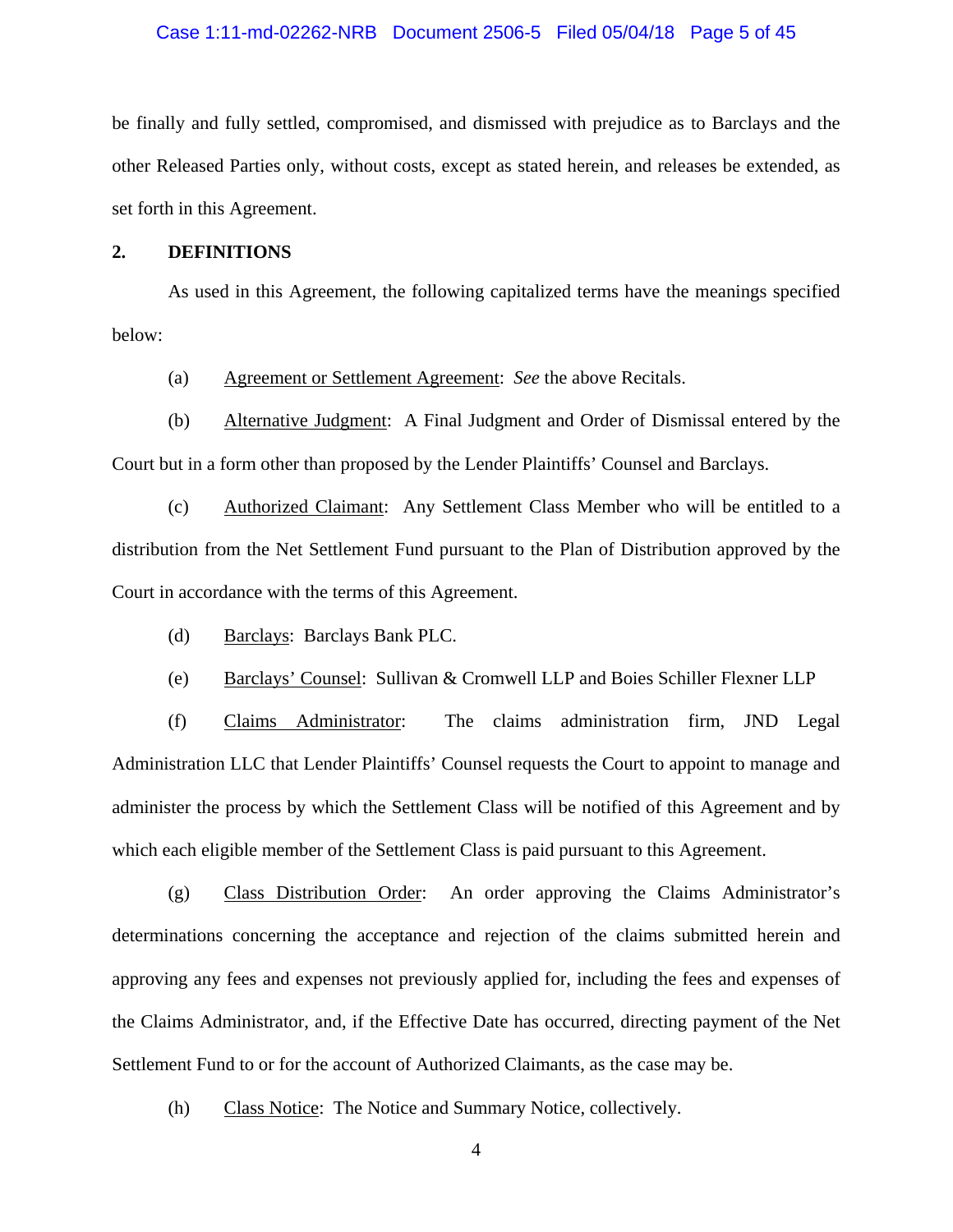be finally and fully settled, compromised, and dismissed with prejudice as to Barclays and the other Released Parties only, without costs, except as stated herein, and releases be extended, as set forth in this Agreement.

## 2. DEFINITIONS

As used in this Agreement, the following capitalized terms have the meanings specified below:

(a) Agreement or Settlement Agreement: *See* the above Recitals.

(b) Alternative Judgment: A Final Judgment and Order of Dismissal entered by the Court but in a form other than proposed by the Lender Plaintiffs' Counsel and Barclays.

(c) Authorized Claimant: Any Settlement Class Member who will be entitled to a distribution from the Net Settlement Fund pursuant to the Plan of Distribution approved by the Court in accordance with the terms of this Agreement.

(d) Barclays: Barclays Bank PLC.

(e) Barclays' Counsel: Sullivan & Cromwell LLP and Boies Schiller Flexner LLP

(f) Claims Administrator: The claims administration firm, JND Legal Administration LLC that Lender Plaintiffs' Counsel requests the Court to appoint to manage and administer the process by which the Settlement Class will be notified of this Agreement and by which each eligible member of the Settlement Class is paid pursuant to this Agreement.

(g) Class Distribution Order: An order approving the Claims Administrator's determinations concerning the acceptance and rejection of the claims submitted herein and approving any fees and expenses not previously applied for, including the fees and expenses of the Claims Administrator, and, if the Effective Date has occurred, directing payment of the Net Settlement Fund to or for the account of Authorized Claimants, as the case may be.

(h) Class Notice: The Notice and Summary Notice, collectively.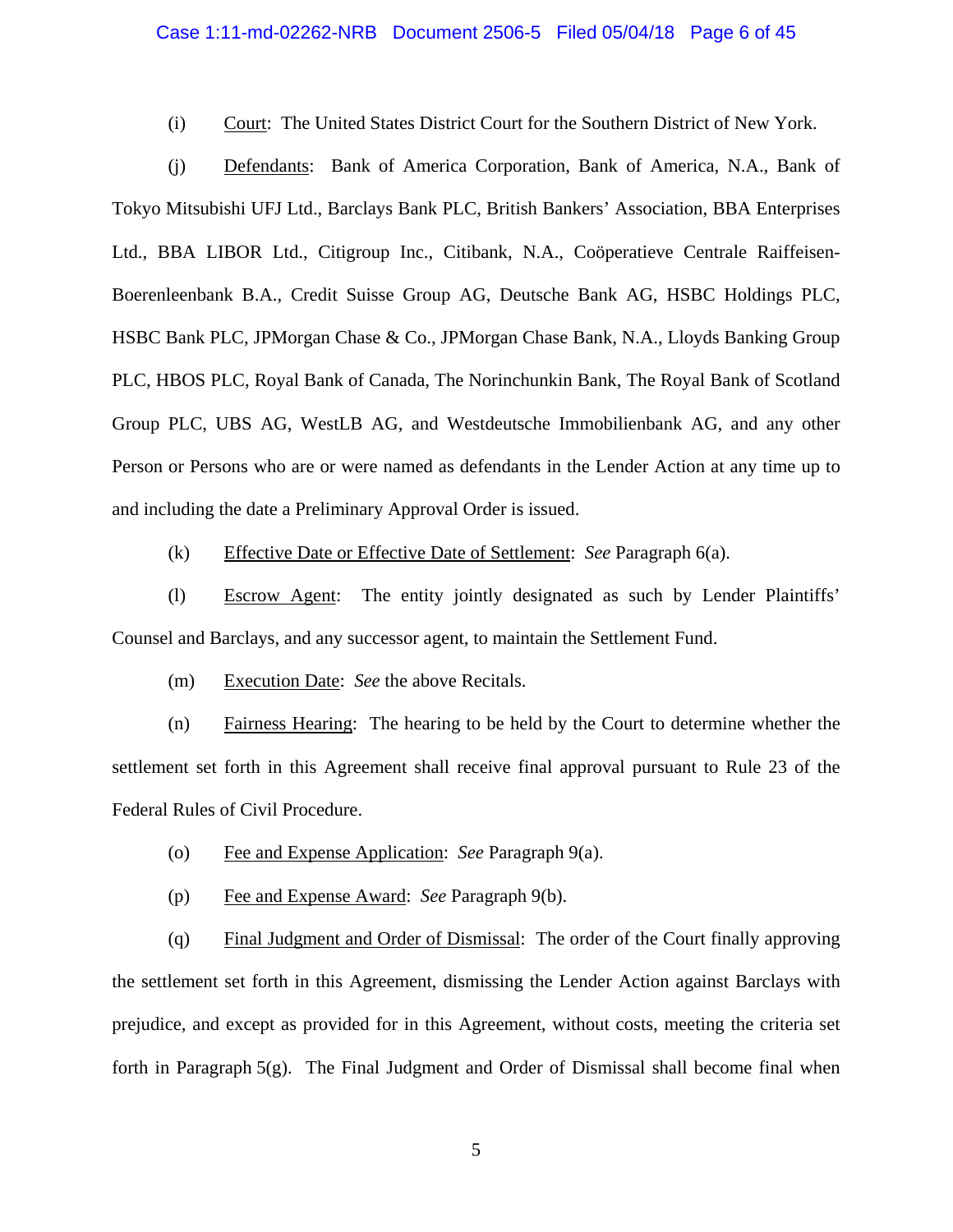(i) Court: The United States District Court for the Southern District of New York.

(j) Defendants: Bank of America Corporation, Bank of America, N.A., Bank of Tokyo Mitsubishi UFJ Ltd., Barclays Bank PLC, British Bankers' Association, BBA Enterprises Ltd., BBA LIBOR Ltd., Citigroup Inc., Citibank, N.A., Coöperatieve Centrale Raiffeisen-Boerenleenbank B.A., Credit Suisse Group AG, Deutsche Bank AG, HSBC Holdings PLC, HSBC Bank PLC, JPMorgan Chase & Co., JPMorgan Chase Bank, N.A., Lloyds Banking Group PLC, HBOS PLC, Royal Bank of Canada, The Norinchunkin Bank, The Royal Bank of Scotland Group PLC, UBS AG, WestLB AG, and Westdeutsche Immobilienbank AG, and any other Person or Persons who are or were named as defendants in the Lender Action at any time up to and including the date a Preliminary Approval Order is issued.

(k) Effective Date or Effective Date of Settlement: *See* Paragraph 6(a).

(l) Escrow Agent: The entity jointly designated as such by Lender Plaintiffs' Counsel and Barclays, and any successor agent, to maintain the Settlement Fund.

(m) Execution Date: *See* the above Recitals.

(n) Fairness Hearing: The hearing to be held by the Court to determine whether the settlement set forth in this Agreement shall receive final approval pursuant to Rule 23 of the Federal Rules of Civil Procedure.

(o) Fee and Expense Application: *See* Paragraph 9(a).

(p) Fee and Expense Award: *See* Paragraph 9(b).

(q) Final Judgment and Order of Dismissal: The order of the Court finally approving the settlement set forth in this Agreement, dismissing the Lender Action against Barclays with prejudice, and except as provided for in this Agreement, without costs, meeting the criteria set forth in Paragraph 5(g). The Final Judgment and Order of Dismissal shall become final when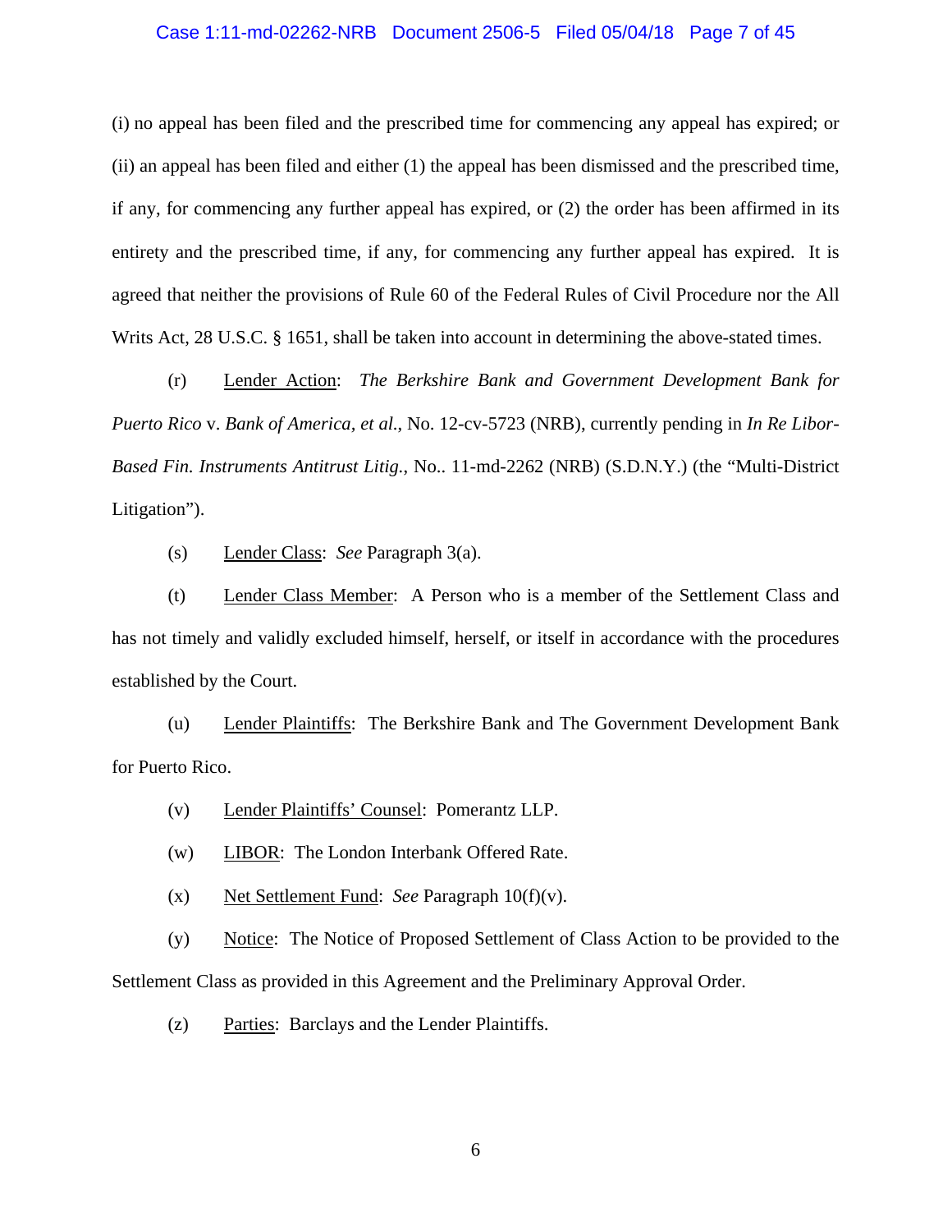(i) no appeal has been filed and the prescribed time for commencing any appeal has expired; or (ii) an appeal has been filed and either (1) the appeal has been dismissed and the prescribed time, if any, for commencing any further appeal has expired, or (2) the order has been affirmed in its entirety and the prescribed time, if any, for commencing any further appeal has expired. It is agreed that neither the provisions of Rule 60 of the Federal Rules of Civil Procedure nor the All Writs Act, 28 U.S.C. § 1651, shall be taken into account in determining the above-stated times.

(r) Lender Action: *The Berkshire Bank and Government Development Bank for Puerto Rico* v. *Bank of America, et al.*, No. 12-cv-5723 (NRB), currently pending in *In Re Libor-Based Fin. Instruments Antitrust Litig.*, No.. 11-md-2262 (NRB) (S.D.N.Y.) (the "Multi-District Litigation").

(s) Lender Class: *See* Paragraph 3(a).

(t) Lender Class Member: A Person who is a member of the Settlement Class and has not timely and validly excluded himself, herself, or itself in accordance with the procedures established by the Court.

(u) Lender Plaintiffs: The Berkshire Bank and The Government Development Bank for Puerto Rico.

(v) Lender Plaintiffs' Counsel: Pomerantz LLP.

(w) LIBOR: The London Interbank Offered Rate.

(x) Net Settlement Fund: *See* Paragraph 10(f)(v).

(y) Notice: The Notice of Proposed Settlement of Class Action to be provided to the Settlement Class as provided in this Agreement and the Preliminary Approval Order.

(z) Parties: Barclays and the Lender Plaintiffs.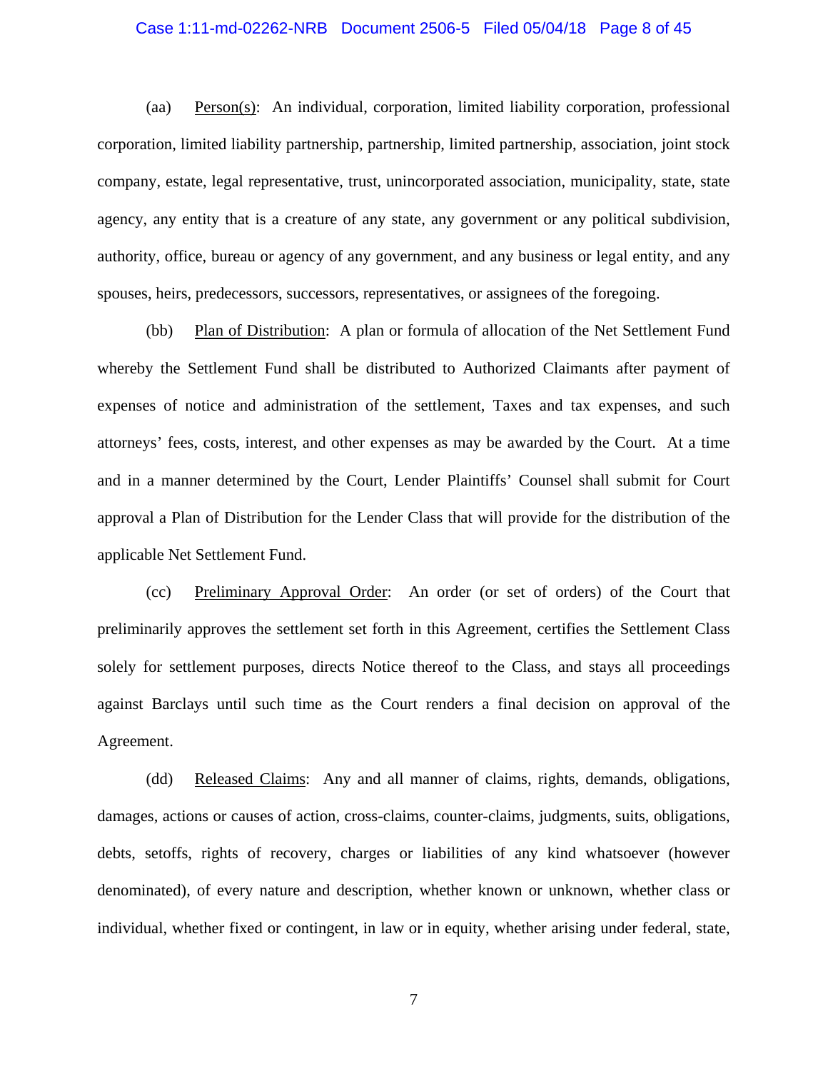(aa) Person(s): An individual, corporation, limited liability corporation, professional corporation, limited liability partnership, partnership, limited partnership, association, joint stock company, estate, legal representative, trust, unincorporated association, municipality, state, state agency, any entity that is a creature of any state, any government or any political subdivision, authority, office, bureau or agency of any government, and any business or legal entity, and any spouses, heirs, predecessors, successors, representatives, or assignees of the foregoing.

(bb) Plan of Distribution: A plan or formula of allocation of the Net Settlement Fund whereby the Settlement Fund shall be distributed to Authorized Claimants after payment of expenses of notice and administration of the settlement, Taxes and tax expenses, and such attorneys' fees, costs, interest, and other expenses as may be awarded by the Court. At a time and in a manner determined by the Court, Lender Plaintiffs' Counsel shall submit for Court approval a Plan of Distribution for the Lender Class that will provide for the distribution of the applicable Net Settlement Fund.

(cc) Preliminary Approval Order: An order (or set of orders) of the Court that preliminarily approves the settlement set forth in this Agreement, certifies the Settlement Class solely for settlement purposes, directs Notice thereof to the Class, and stays all proceedings against Barclays until such time as the Court renders a final decision on approval of the Agreement.

(dd) Released Claims: Any and all manner of claims, rights, demands, obligations, damages, actions or causes of action, cross-claims, counter-claims, judgments, suits, obligations, debts, setoffs, rights of recovery, charges or liabilities of any kind whatsoever (however denominated), of every nature and description, whether known or unknown, whether class or individual, whether fixed or contingent, in law or in equity, whether arising under federal, state,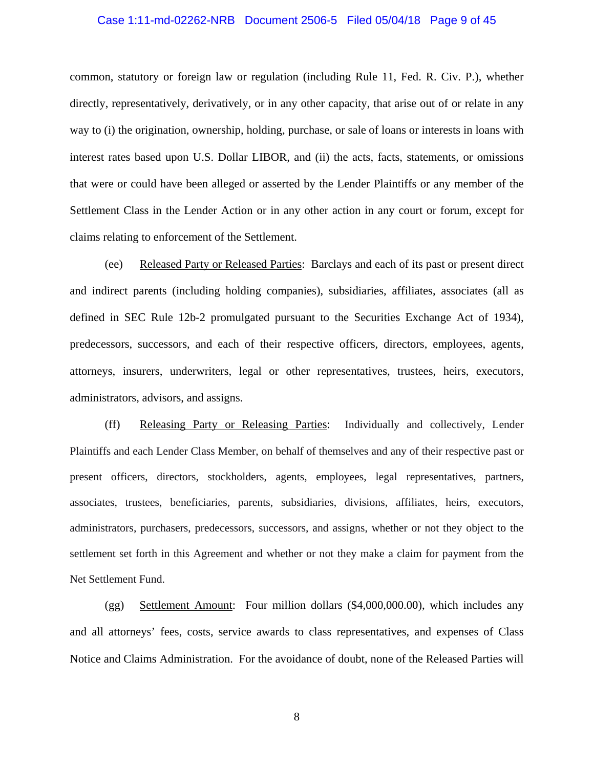common, statutory or foreign law or regulation (including Rule 11, Fed. R. Civ. P.), whether directly, representatively, derivatively, or in any other capacity, that arise out of or relate in any way to (i) the origination, ownership, holding, purchase, or sale of loans or interests in loans with interest rates based upon U.S. Dollar LIBOR, and (ii) the acts, facts, statements, or omissions that were or could have been alleged or asserted by the Lender Plaintiffs or any member of the Settlement Class in the Lender Action or in any other action in any court or forum, except for claims relating to enforcement of the Settlement.

(ee) Released Party or Released Parties: Barclays and each of its past or present direct and indirect parents (including holding companies), subsidiaries, affiliates, associates (all as defined in SEC Rule 12b-2 promulgated pursuant to the Securities Exchange Act of 1934), predecessors, successors, and each of their respective officers, directors, employees, agents, attorneys, insurers, underwriters, legal or other representatives, trustees, heirs, executors, administrators, advisors, and assigns.

(ff) Releasing Party or Releasing Parties: Individually and collectively, Lender Plaintiffs and each Lender Class Member, on behalf of themselves and any of their respective past or present officers, directors, stockholders, agents, employees, legal representatives, partners, associates, trustees, beneficiaries, parents, subsidiaries, divisions, affiliates, heirs, executors, administrators, purchasers, predecessors, successors, and assigns, whether or not they object to the settlement set forth in this Agreement and whether or not they make a claim for payment from the Net Settlement Fund.

(gg) Settlement Amount: Four million dollars ($4,000,000.00), which includes any and all attorneys' fees, costs, service awards to class representatives, and expenses of Class Notice and Claims Administration. For the avoidance of doubt, none of the Released Parties will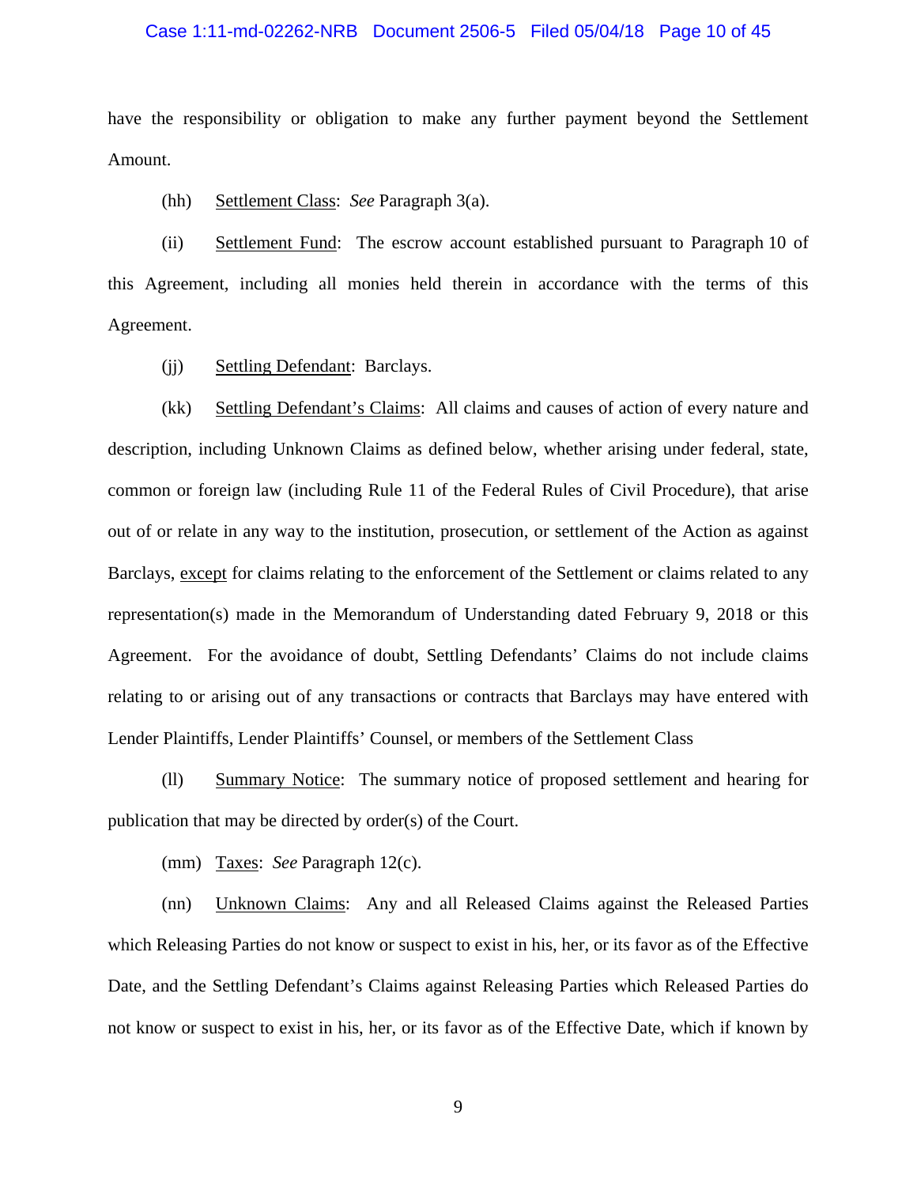have the responsibility or obligation to make any further payment beyond the Settlement Amount.

(hh) Settlement Class: *See* Paragraph 3(a).

(ii) Settlement Fund: The escrow account established pursuant to Paragraph 10 of this Agreement, including all monies held therein in accordance with the terms of this Agreement.

(jj) Settling Defendant: Barclays.

(kk) Settling Defendant's Claims: All claims and causes of action of every nature and description, including Unknown Claims as defined below, whether arising under federal, state, common or foreign law (including Rule 11 of the Federal Rules of Civil Procedure), that arise out of or relate in any way to the institution, prosecution, or settlement of the Action as against Barclays, except for claims relating to the enforcement of the Settlement or claims related to any representation(s) made in the Memorandum of Understanding dated February 9, 2018 or this Agreement. For the avoidance of doubt, Settling Defendants' Claims do not include claims relating to or arising out of any transactions or contracts that Barclays may have entered with Lender Plaintiffs, Lender Plaintiffs' Counsel, or members of the Settlement Class

(ll) Summary Notice: The summary notice of proposed settlement and hearing for publication that may be directed by order(s) of the Court.

(mm) Taxes: *See* Paragraph 12(c).

(nn) Unknown Claims: Any and all Released Claims against the Released Parties which Releasing Parties do not know or suspect to exist in his, her, or its favor as of the Effective Date, and the Settling Defendant's Claims against Releasing Parties which Released Parties do not know or suspect to exist in his, her, or its favor as of the Effective Date, which if known by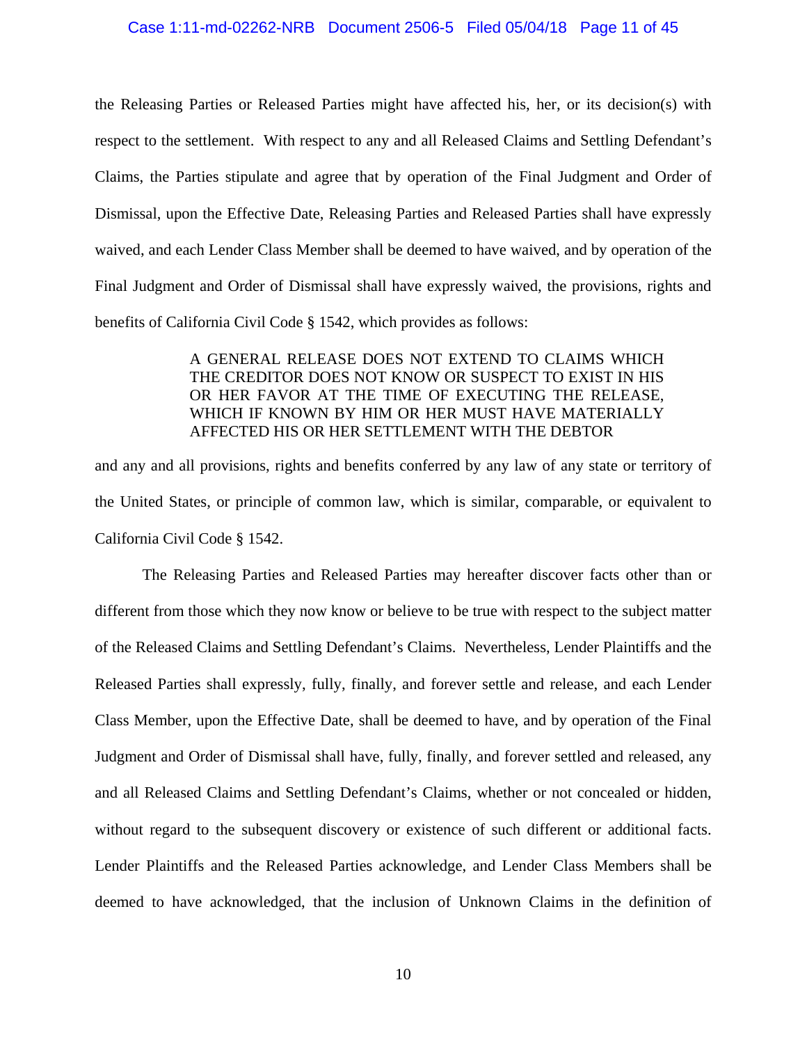the Releasing Parties or Released Parties might have affected his, her, or its decision(s) with respect to the settlement. With respect to any and all Released Claims and Settling Defendant's Claims, the Parties stipulate and agree that by operation of the Final Judgment and Order of Dismissal, upon the Effective Date, Releasing Parties and Released Parties shall have expressly waived, and each Lender Class Member shall be deemed to have waived, and by operation of the Final Judgment and Order of Dismissal shall have expressly waived, the provisions, rights and benefits of California Civil Code § 1542, which provides as follows:

> A GENERAL RELEASE DOES NOT EXTEND TO CLAIMS WHICH THE CREDITOR DOES NOT KNOW OR SUSPECT TO EXIST IN HIS OR HER FAVOR AT THE TIME OF EXECUTING THE RELEASE, WHICH IF KNOWN BY HIM OR HER MUST HAVE MATERIALLY AFFECTED HIS OR HER SETTLEMENT WITH THE DEBTOR

and any and all provisions, rights and benefits conferred by any law of any state or territory of the United States, or principle of common law, which is similar, comparable, or equivalent to California Civil Code § 1542.

The Releasing Parties and Released Parties may hereafter discover facts other than or different from those which they now know or believe to be true with respect to the subject matter of the Released Claims and Settling Defendant's Claims. Nevertheless, Lender Plaintiffs and the Released Parties shall expressly, fully, finally, and forever settle and release, and each Lender Class Member, upon the Effective Date, shall be deemed to have, and by operation of the Final Judgment and Order of Dismissal shall have, fully, finally, and forever settled and released, any and all Released Claims and Settling Defendant's Claims, whether or not concealed or hidden, without regard to the subsequent discovery or existence of such different or additional facts. Lender Plaintiffs and the Released Parties acknowledge, and Lender Class Members shall be deemed to have acknowledged, that the inclusion of Unknown Claims in the definition of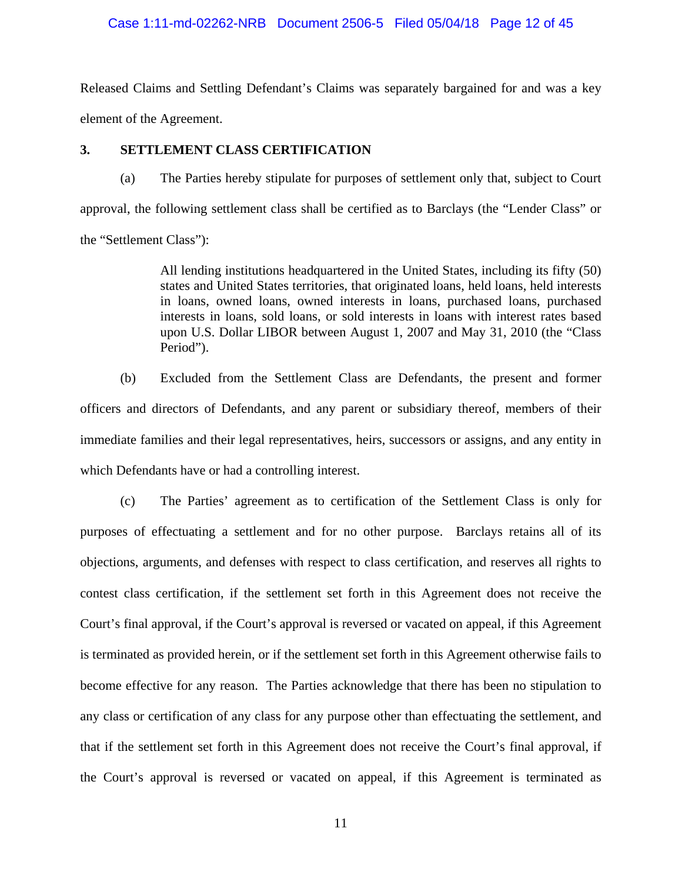Released Claims and Settling Defendant's Claims was separately bargained for and was a key element of the Agreement.

**3. SETTLEMENT CLASS CERTIFICATION**

(a) The Parties hereby stipulate for purposes of settlement only that, subject to Court approval, the following settlement class shall be certified as to Barclays (the "Lender Class" or the "Settlement Class"):

> All lending institutions headquartered in the United States, including its fifty (50) states and United States territories, that originated loans, held loans, held interests in loans, owned loans, owned interests in loans, purchased loans, purchased interests in loans, sold loans, or sold interests in loans with interest rates based upon U.S. Dollar LIBOR between August 1, 2007 and May 31, 2010 (the "Class Period").

(b) Excluded from the Settlement Class are Defendants, the present and former officers and directors of Defendants, and any parent or subsidiary thereof, members of their immediate families and their legal representatives, heirs, successors or assigns, and any entity in which Defendants have or had a controlling interest.

(c) The Parties' agreement as to certification of the Settlement Class is only for purposes of effectuating a settlement and for no other purpose. Barclays retains all of its objections, arguments, and defenses with respect to class certification, and reserves all rights to contest class certification, if the settlement set forth in this Agreement does not receive the Court's final approval, if the Court's approval is reversed or vacated on appeal, if this Agreement is terminated as provided herein, or if the settlement set forth in this Agreement otherwise fails to become effective for any reason. The Parties acknowledge that there has been no stipulation to any class or certification of any class for any purpose other than effectuating the settlement, and that if the settlement set forth in this Agreement does not receive the Court's final approval, if the Court's approval is reversed or vacated on appeal, if this Agreement is terminated as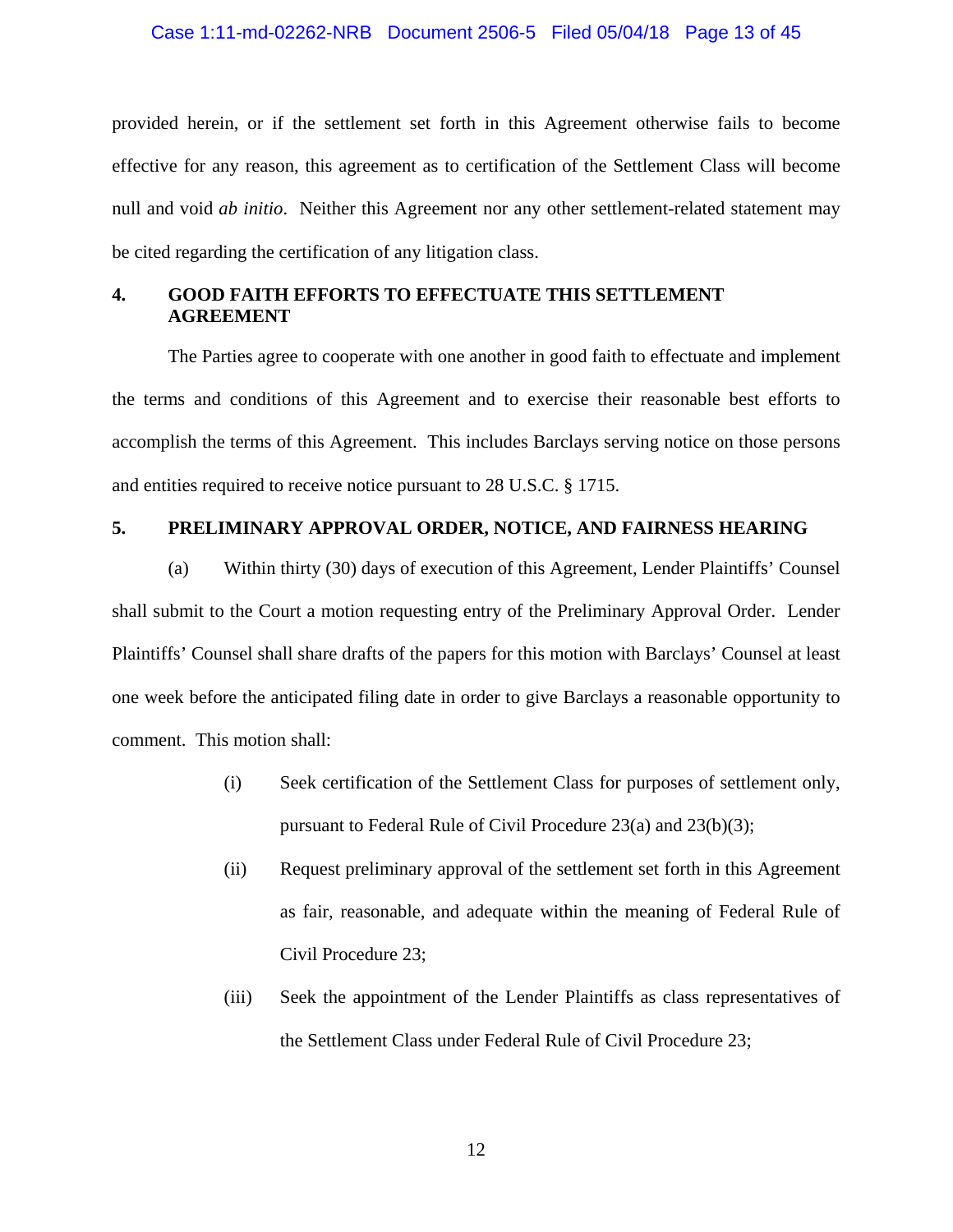provided herein, or if the settlement set forth in this Agreement otherwise fails to become effective for any reason, this agreement as to certification of the Settlement Class will become null and void *ab initio*. Neither this Agreement nor any other settlement-related statement may be cited regarding the certification of any litigation class.

## 4. GOOD FAITH EFFORTS TO EFFECTUATE THIS SETTLEMENT AGREEMENT

The Parties agree to cooperate with one another in good faith to effectuate and implement the terms and conditions of this Agreement and to exercise their reasonable best efforts to accomplish the terms of this Agreement. This includes Barclays serving notice on those persons and entities required to receive notice pursuant to 28 U.S.C. § 1715.

## 5. PRELIMINARY APPROVAL ORDER, NOTICE, AND FAIRNESS HEARING

(a) Within thirty (30) days of execution of this Agreement, Lender Plaintiffs' Counsel shall submit to the Court a motion requesting entry of the Preliminary Approval Order. Lender Plaintiffs' Counsel shall share drafts of the papers for this motion with Barclays' Counsel at least one week before the anticipated filing date in order to give Barclays a reasonable opportunity to comment. This motion shall:

(i) Seek certification of the Settlement Class for purposes of settlement only, pursuant to Federal Rule of Civil Procedure 23(a) and 23(b)(3);

(ii) Request preliminary approval of the settlement set forth in this Agreement as fair, reasonable, and adequate within the meaning of Federal Rule of Civil Procedure 23;

(iii) Seek the appointment of the Lender Plaintiffs as class representatives of the Settlement Class under Federal Rule of Civil Procedure 23;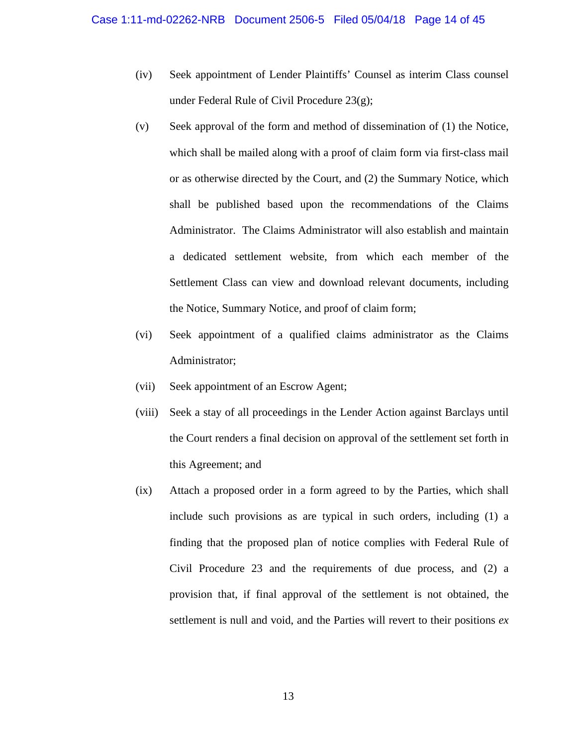(iv) Seek appointment of Lender Plaintiffs' Counsel as interim Class counsel under Federal Rule of Civil Procedure 23(g);

(v) Seek approval of the form and method of dissemination of (1) the Notice, which shall be mailed along with a proof of claim form via first-class mail or as otherwise directed by the Court, and (2) the Summary Notice, which shall be published based upon the recommendations of the Claims Administrator. The Claims Administrator will also establish and maintain a dedicated settlement website, from which each member of the Settlement Class can view and download relevant documents, including the Notice, Summary Notice, and proof of claim form;

(vi) Seek appointment of a qualified claims administrator as the Claims Administrator;

(vii) Seek appointment of an Escrow Agent;

(viii) Seek a stay of all proceedings in the Lender Action against Barclays until the Court renders a final decision on approval of the settlement set forth in this Agreement; and

(ix) Attach a proposed order in a form agreed to by the Parties, which shall include such provisions as are typical in such orders, including (1) a finding that the proposed plan of notice complies with Federal Rule of Civil Procedure 23 and the requirements of due process, and (2) a provision that, if final approval of the settlement is not obtained, the settlement is null and void, and the Parties will revert to their positions *ex*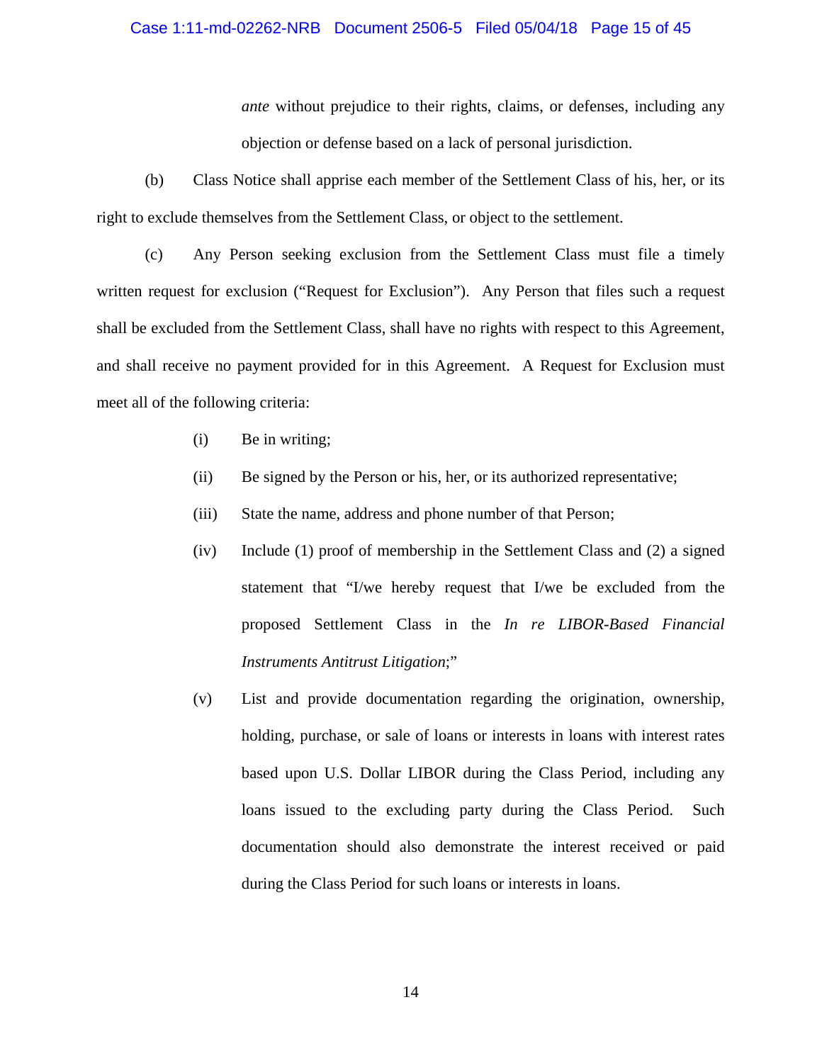*ante* without prejudice to their rights, claims, or defenses, including any objection or defense based on a lack of personal jurisdiction.

(b) Class Notice shall apprise each member of the Settlement Class of his, her, or its right to exclude themselves from the Settlement Class, or object to the settlement.

(c) Any Person seeking exclusion from the Settlement Class must file a timely written request for exclusion ("Request for Exclusion"). Any Person that files such a request shall be excluded from the Settlement Class, shall have no rights with respect to this Agreement, and shall receive no payment provided for in this Agreement. A Request for Exclusion must meet all of the following criteria:

(i) Be in writing;

(ii) Be signed by the Person or his, her, or its authorized representative;

(iii) State the name, address and phone number of that Person;

(iv) Include (1) proof of membership in the Settlement Class and (2) a signed statement that "I/we hereby request that I/we be excluded from the proposed Settlement Class in the *In re LIBOR-Based Financial Instruments Antitrust Litigation*;"

(v) List and provide documentation regarding the origination, ownership, holding, purchase, or sale of loans or interests in loans with interest rates based upon U.S. Dollar LIBOR during the Class Period, including any loans issued to the excluding party during the Class Period. Such documentation should also demonstrate the interest received or paid during the Class Period for such loans or interests in loans.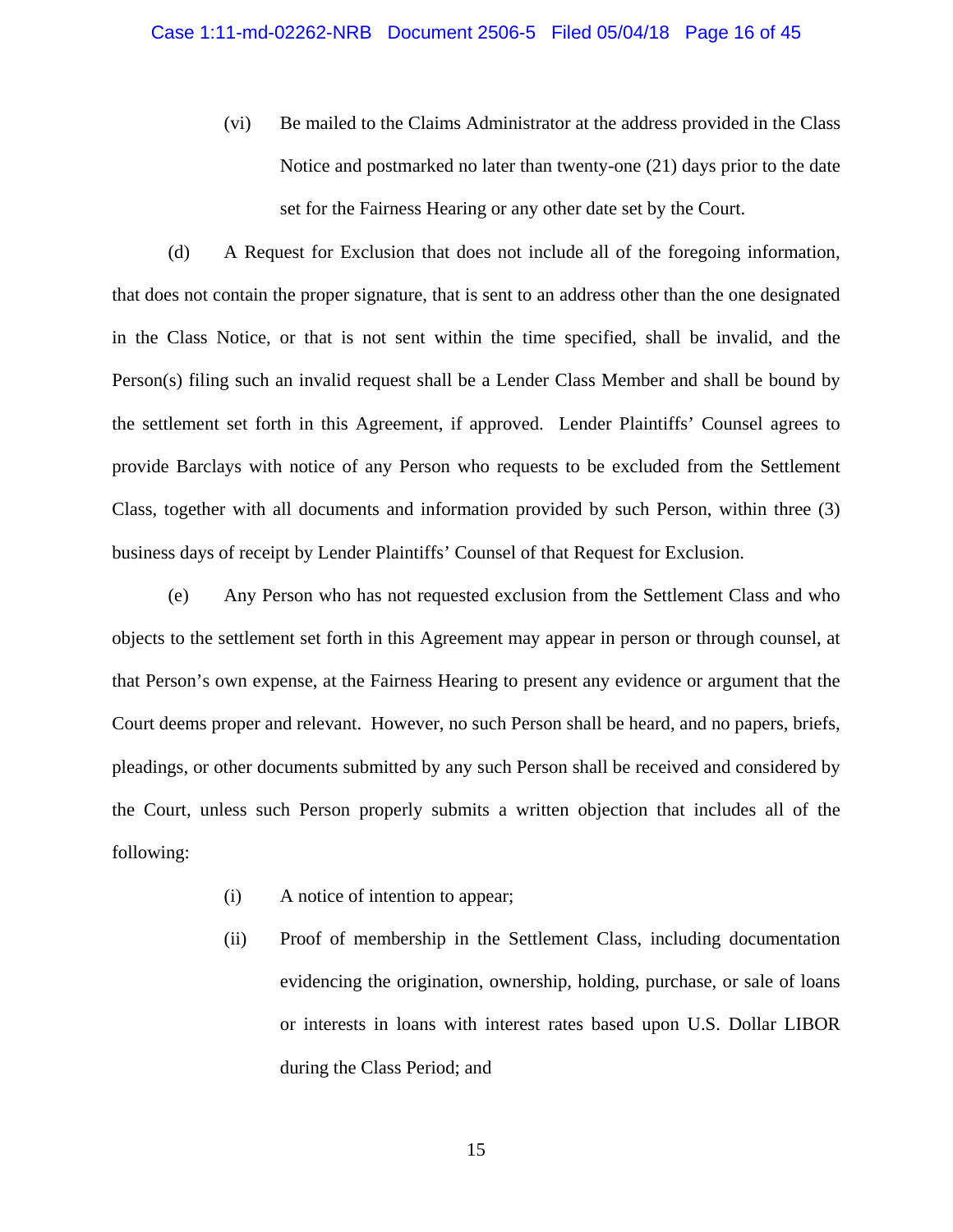(vi) Be mailed to the Claims Administrator at the address provided in the Class Notice and postmarked no later than twenty-one (21) days prior to the date set for the Fairness Hearing or any other date set by the Court.

(d) A Request for Exclusion that does not include all of the foregoing information, that does not contain the proper signature, that is sent to an address other than the one designated in the Class Notice, or that is not sent within the time specified, shall be invalid, and the Person(s) filing such an invalid request shall be a Lender Class Member and shall be bound by the settlement set forth in this Agreement, if approved. Lender Plaintiffs' Counsel agrees to provide Barclays with notice of any Person who requests to be excluded from the Settlement Class, together with all documents and information provided by such Person, within three (3) business days of receipt by Lender Plaintiffs' Counsel of that Request for Exclusion.

(e) Any Person who has not requested exclusion from the Settlement Class and who objects to the settlement set forth in this Agreement may appear in person or through counsel, at that Person's own expense, at the Fairness Hearing to present any evidence or argument that the Court deems proper and relevant. However, no such Person shall be heard, and no papers, briefs, pleadings, or other documents submitted by any such Person shall be received and considered by the Court, unless such Person properly submits a written objection that includes all of the following:

(i) A notice of intention to appear;

(ii) Proof of membership in the Settlement Class, including documentation evidencing the origination, ownership, holding, purchase, or sale of loans or interests in loans with interest rates based upon U.S. Dollar LIBOR during the Class Period; and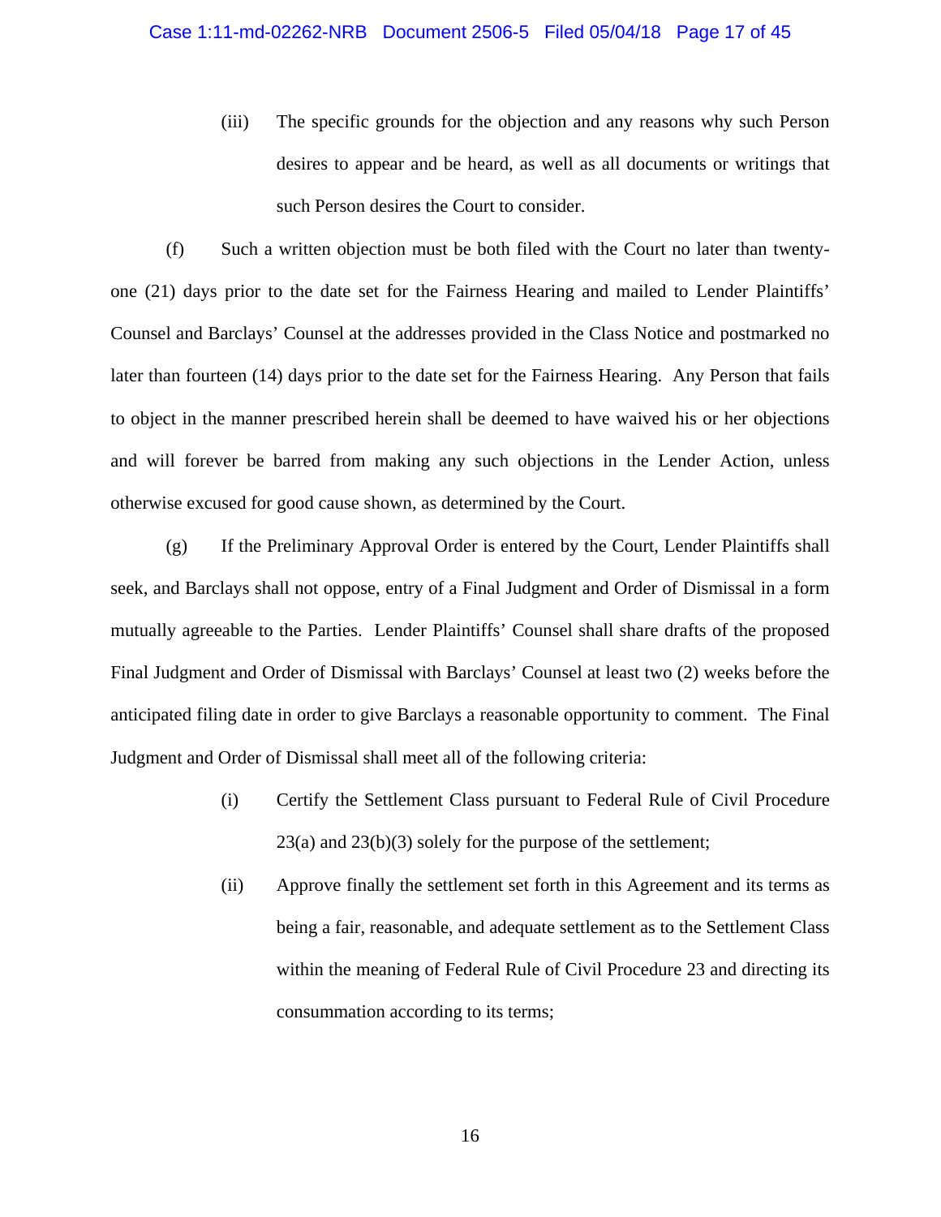(iii) The specific grounds for the objection and any reasons why such Person desires to appear and be heard, as well as all documents or writings that such Person desires the Court to consider.

(f) Such a written objection must be both filed with the Court no later than twenty-one (21) days prior to the date set for the Fairness Hearing and mailed to Lender Plaintiffs' Counsel and Barclays' Counsel at the addresses provided in the Class Notice and postmarked no later than fourteen (14) days prior to the date set for the Fairness Hearing. Any Person that fails to object in the manner prescribed herein shall be deemed to have waived his or her objections and will forever be barred from making any such objections in the Lender Action, unless otherwise excused for good cause shown, as determined by the Court.

(g) If the Preliminary Approval Order is entered by the Court, Lender Plaintiffs shall seek, and Barclays shall not oppose, entry of a Final Judgment and Order of Dismissal in a form mutually agreeable to the Parties. Lender Plaintiffs' Counsel shall share drafts of the proposed Final Judgment and Order of Dismissal with Barclays' Counsel at least two (2) weeks before the anticipated filing date in order to give Barclays a reasonable opportunity to comment. The Final Judgment and Order of Dismissal shall meet all of the following criteria:

(i) Certify the Settlement Class pursuant to Federal Rule of Civil Procedure 23(a) and 23(b)(3) solely for the purpose of the settlement;

(ii) Approve finally the settlement set forth in this Agreement and its terms as being a fair, reasonable, and adequate settlement as to the Settlement Class within the meaning of Federal Rule of Civil Procedure 23 and directing its consummation according to its terms;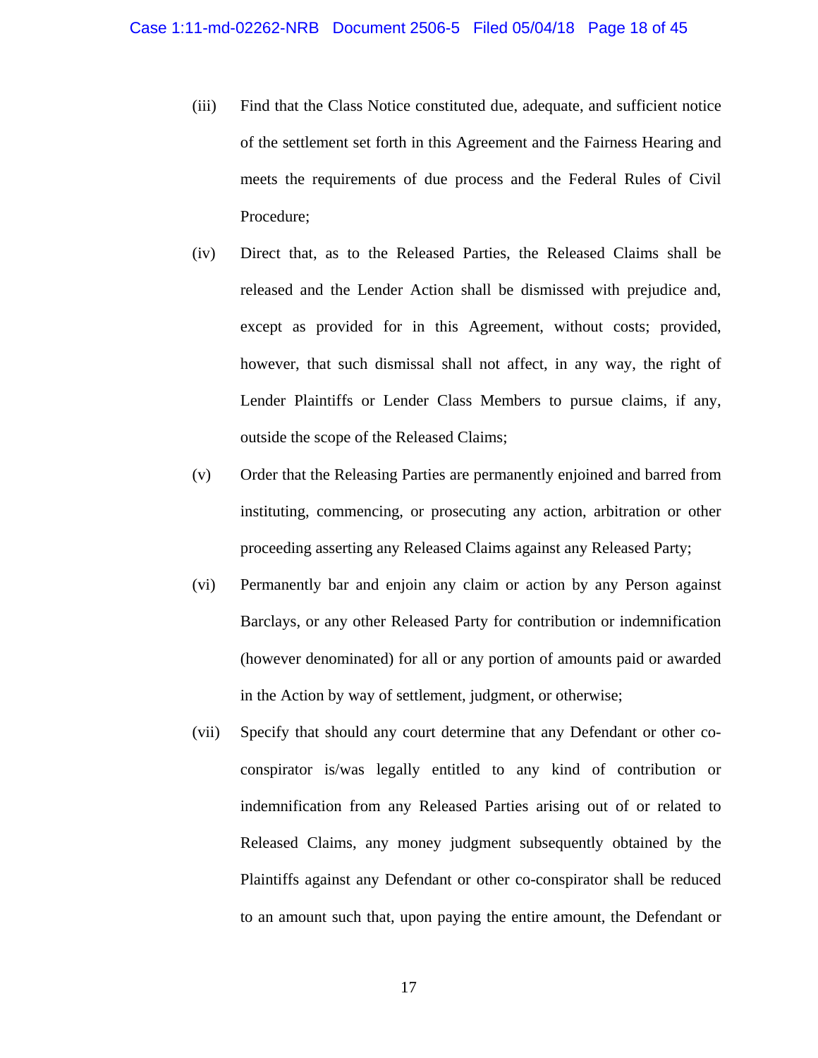(iii) Find that the Class Notice constituted due, adequate, and sufficient notice of the settlement set forth in this Agreement and the Fairness Hearing and meets the requirements of due process and the Federal Rules of Civil Procedure;

(iv) Direct that, as to the Released Parties, the Released Claims shall be released and the Lender Action shall be dismissed with prejudice and, except as provided for in this Agreement, without costs; provided, however, that such dismissal shall not affect, in any way, the right of Lender Plaintiffs or Lender Class Members to pursue claims, if any, outside the scope of the Released Claims;

(v) Order that the Releasing Parties are permanently enjoined and barred from instituting, commencing, or prosecuting any action, arbitration or other proceeding asserting any Released Claims against any Released Party;

(vi) Permanently bar and enjoin any claim or action by any Person against Barclays, or any other Released Party for contribution or indemnification (however denominated) for all or any portion of amounts paid or awarded in the Action by way of settlement, judgment, or otherwise;

(vii) Specify that should any court determine that any Defendant or other co-conspirator is/was legally entitled to any kind of contribution or indemnification from any Released Parties arising out of or related to Released Claims, any money judgment subsequently obtained by the Plaintiffs against any Defendant or other co-conspirator shall be reduced to an amount such that, upon paying the entire amount, the Defendant or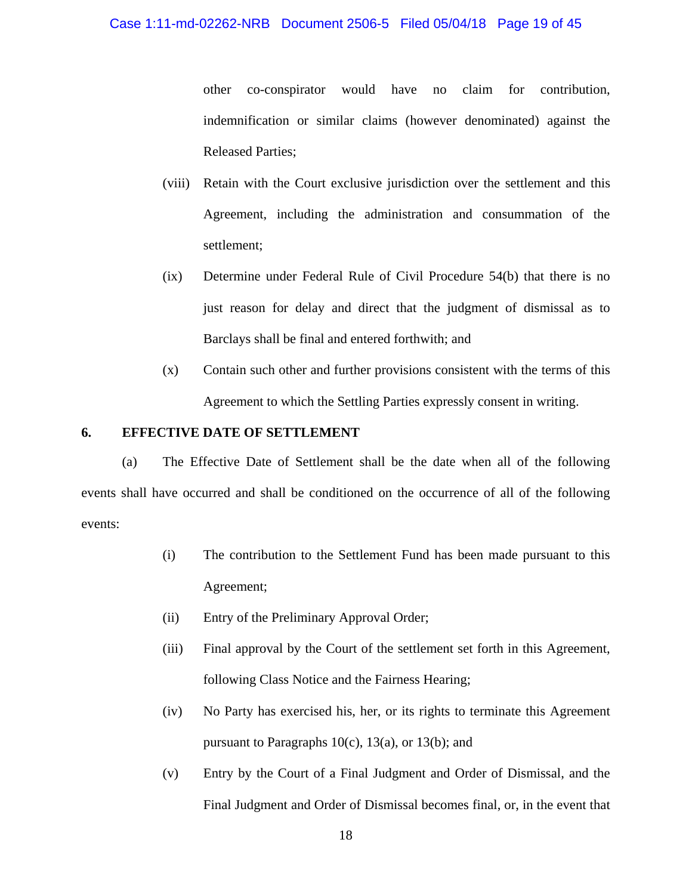other co-conspirator would have no claim for contribution, indemnification or similar claims (however denominated) against the Released Parties;

(viii) Retain with the Court exclusive jurisdiction over the settlement and this Agreement, including the administration and consummation of the settlement;

(ix) Determine under Federal Rule of Civil Procedure 54(b) that there is no just reason for delay and direct that the judgment of dismissal as to Barclays shall be final and entered forthwith; and

(x) Contain such other and further provisions consistent with the terms of this Agreement to which the Settling Parties expressly consent in writing.

**6. EFFECTIVE DATE OF SETTLEMENT**

(a) The Effective Date of Settlement shall be the date when all of the following events shall have occurred and shall be conditioned on the occurrence of all of the following events:

(i) The contribution to the Settlement Fund has been made pursuant to this Agreement;

(ii) Entry of the Preliminary Approval Order;

(iii) Final approval by the Court of the settlement set forth in this Agreement, following Class Notice and the Fairness Hearing;

(iv) No Party has exercised his, her, or its rights to terminate this Agreement pursuant to Paragraphs 10(c), 13(a), or 13(b); and

(v) Entry by the Court of a Final Judgment and Order of Dismissal, and the Final Judgment and Order of Dismissal becomes final, or, in the event that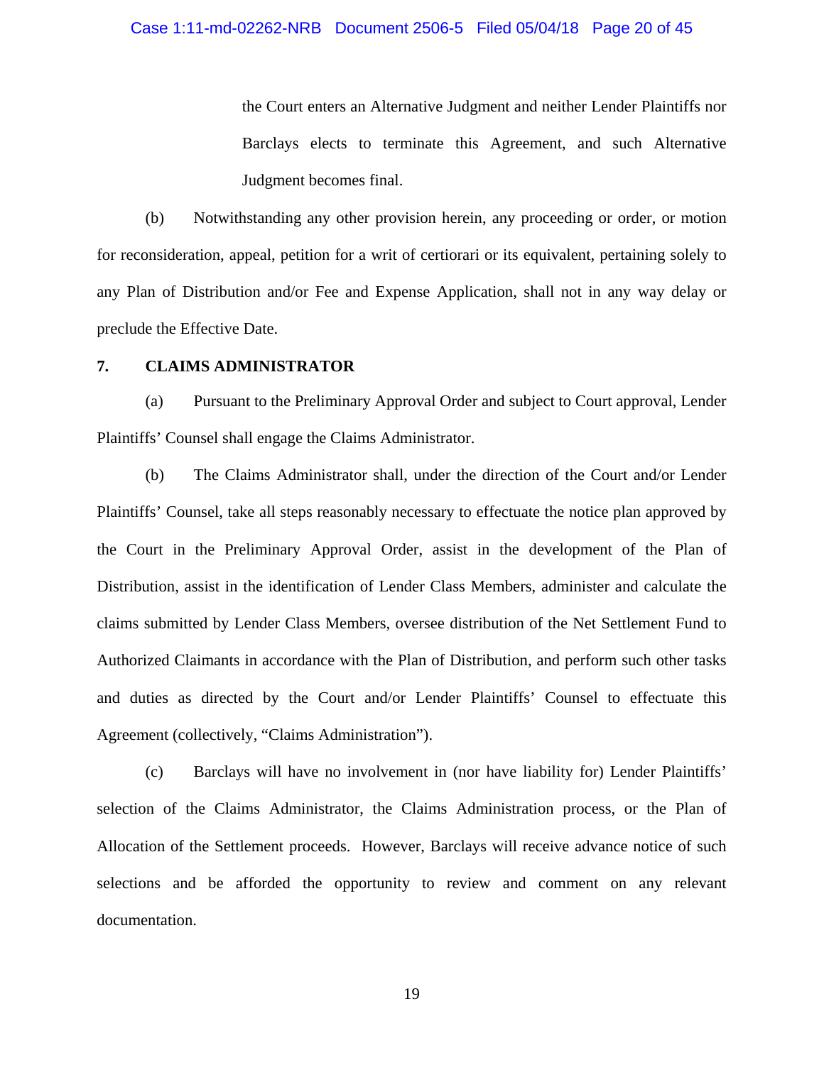the Court enters an Alternative Judgment and neither Lender Plaintiffs nor Barclays elects to terminate this Agreement, and such Alternative Judgment becomes final.

(b) Notwithstanding any other provision herein, any proceeding or order, or motion for reconsideration, appeal, petition for a writ of certiorari or its equivalent, pertaining solely to any Plan of Distribution and/or Fee and Expense Application, shall not in any way delay or preclude the Effective Date.

**7. CLAIMS ADMINISTRATOR**

(a) Pursuant to the Preliminary Approval Order and subject to Court approval, Lender Plaintiffs' Counsel shall engage the Claims Administrator.

(b) The Claims Administrator shall, under the direction of the Court and/or Lender Plaintiffs' Counsel, take all steps reasonably necessary to effectuate the notice plan approved by the Court in the Preliminary Approval Order, assist in the development of the Plan of Distribution, assist in the identification of Lender Class Members, administer and calculate the claims submitted by Lender Class Members, oversee distribution of the Net Settlement Fund to Authorized Claimants in accordance with the Plan of Distribution, and perform such other tasks and duties as directed by the Court and/or Lender Plaintiffs' Counsel to effectuate this Agreement (collectively, "Claims Administration").

(c) Barclays will have no involvement in (nor have liability for) Lender Plaintiffs' selection of the Claims Administrator, the Claims Administration process, or the Plan of Allocation of the Settlement proceeds. However, Barclays will receive advance notice of such selections and be afforded the opportunity to review and comment on any relevant documentation.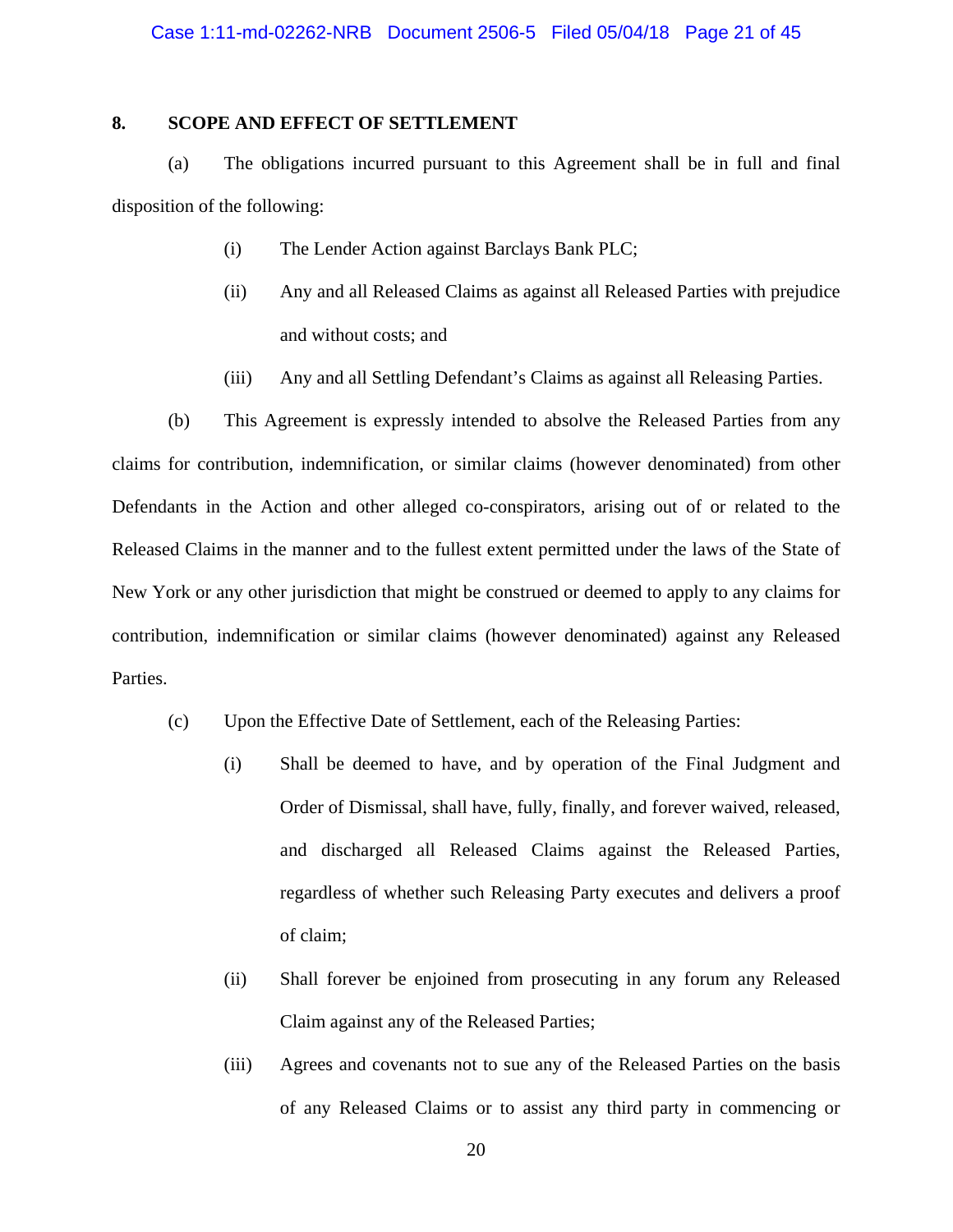## 8. SCOPE AND EFFECT OF SETTLEMENT

(a) The obligations incurred pursuant to this Agreement shall be in full and final disposition of the following:

> (i) The Lender Action against Barclays Bank PLC;
>
> (ii) Any and all Released Claims as against all Released Parties with prejudice and without costs; and
>
> (iii) Any and all Settling Defendant's Claims as against all Releasing Parties.

(b) This Agreement is expressly intended to absolve the Released Parties from any claims for contribution, indemnification, or similar claims (however denominated) from other Defendants in the Action and other alleged co-conspirators, arising out of or related to the Released Claims in the manner and to the fullest extent permitted under the laws of the State of New York or any other jurisdiction that might be construed or deemed to apply to any claims for contribution, indemnification or similar claims (however denominated) against any Released Parties.

(c) Upon the Effective Date of Settlement, each of the Releasing Parties:

> (i) Shall be deemed to have, and by operation of the Final Judgment and Order of Dismissal, shall have, fully, finally, and forever waived, released, and discharged all Released Claims against the Released Parties, regardless of whether such Releasing Party executes and delivers a proof of claim;
>
> (ii) Shall forever be enjoined from prosecuting in any forum any Released Claim against any of the Released Parties;
>
> (iii) Agrees and covenants not to sue any of the Released Parties on the basis of any Released Claims or to assist any third party in commencing or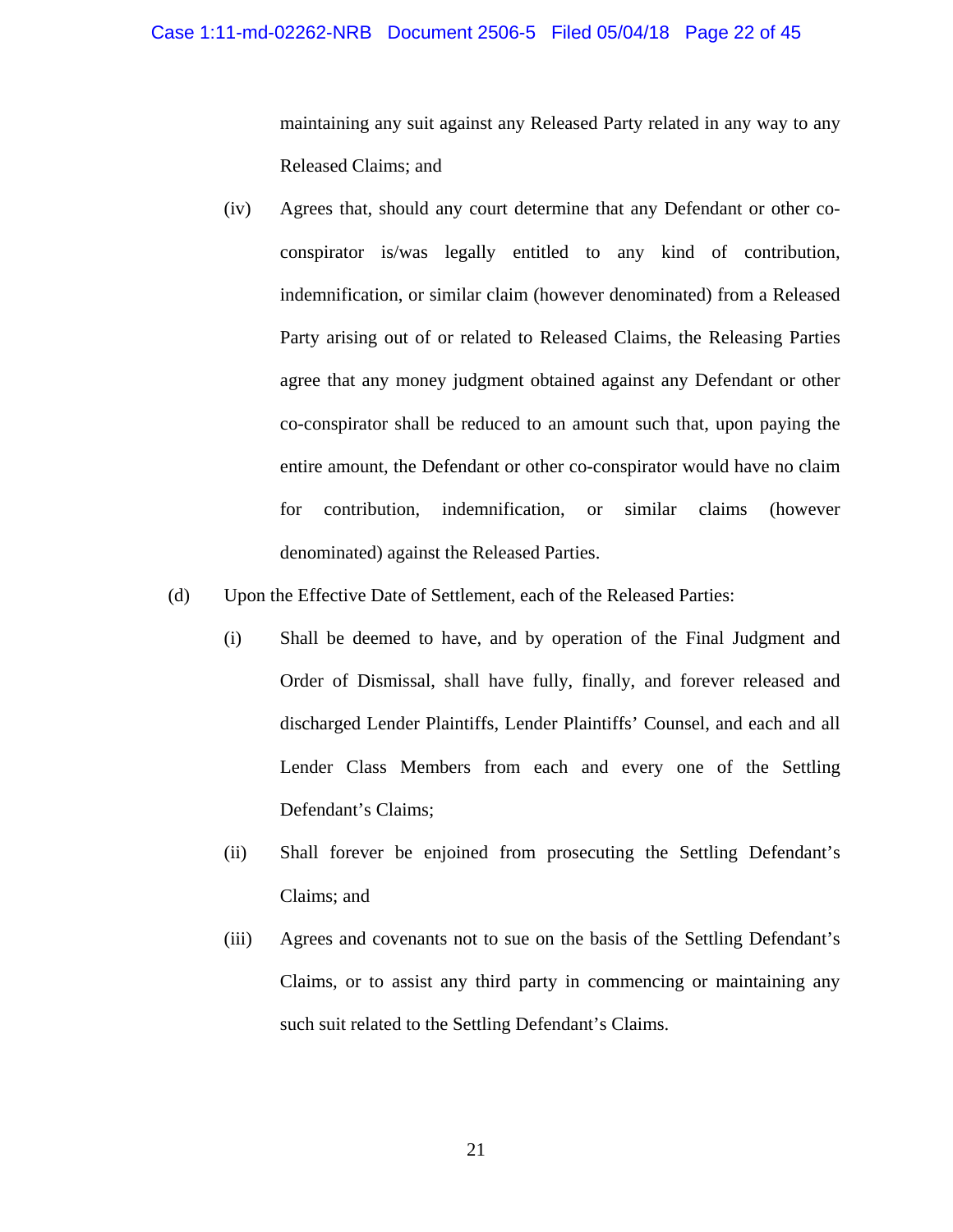maintaining any suit against any Released Party related in any way to any Released Claims; and

(iv) Agrees that, should any court determine that any Defendant or other co-conspirator is/was legally entitled to any kind of contribution, indemnification, or similar claim (however denominated) from a Released Party arising out of or related to Released Claims, the Releasing Parties agree that any money judgment obtained against any Defendant or other co-conspirator shall be reduced to an amount such that, upon paying the entire amount, the Defendant or other co-conspirator would have no claim for contribution, indemnification, or similar claims (however denominated) against the Released Parties.

(d) Upon the Effective Date of Settlement, each of the Released Parties:

(i) Shall be deemed to have, and by operation of the Final Judgment and Order of Dismissal, shall have fully, finally, and forever released and discharged Lender Plaintiffs, Lender Plaintiffs' Counsel, and each and all Lender Class Members from each and every one of the Settling Defendant's Claims;

(ii) Shall forever be enjoined from prosecuting the Settling Defendant's Claims; and

(iii) Agrees and covenants not to sue on the basis of the Settling Defendant's Claims, or to assist any third party in commencing or maintaining any such suit related to the Settling Defendant's Claims.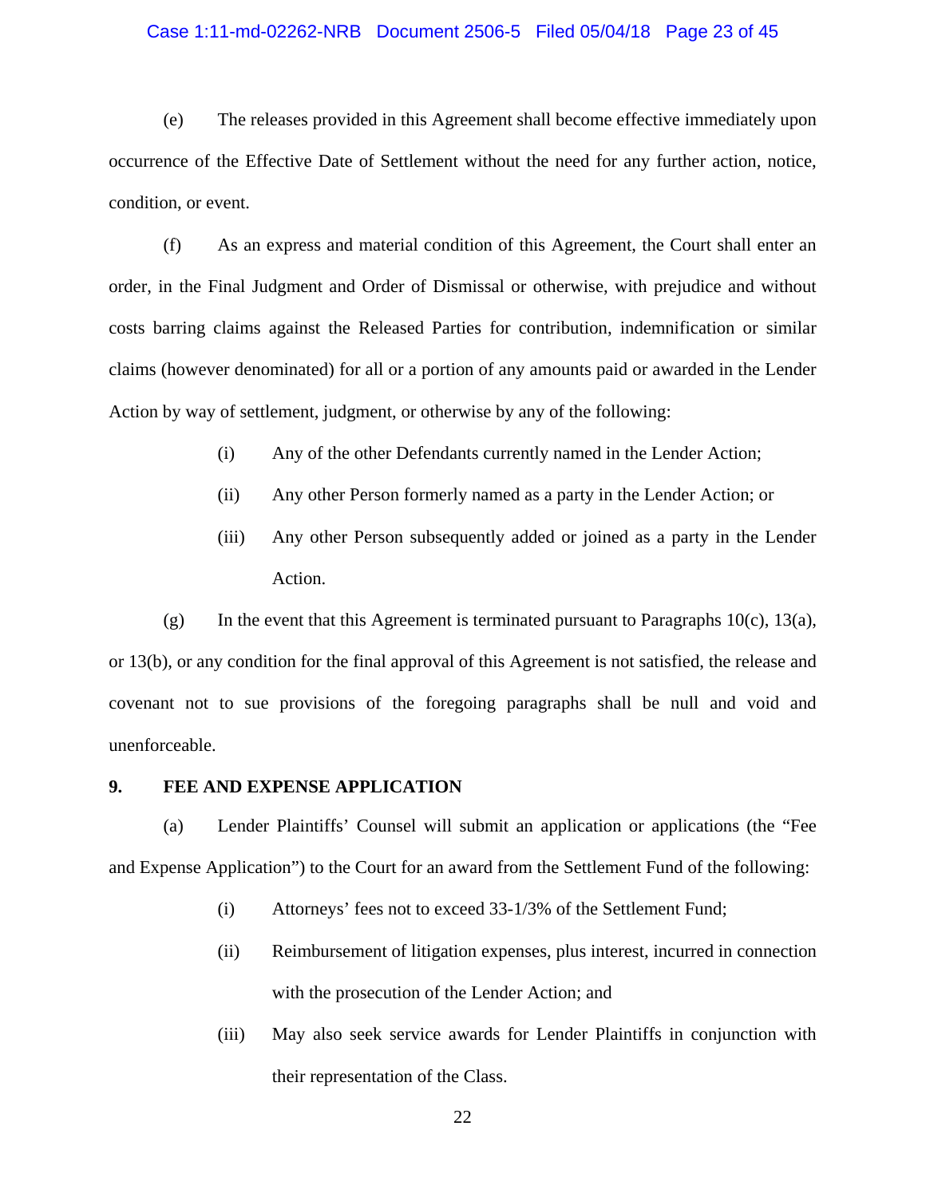(e) The releases provided in this Agreement shall become effective immediately upon occurrence of the Effective Date of Settlement without the need for any further action, notice, condition, or event.

(f) As an express and material condition of this Agreement, the Court shall enter an order, in the Final Judgment and Order of Dismissal or otherwise, with prejudice and without costs barring claims against the Released Parties for contribution, indemnification or similar claims (however denominated) for all or a portion of any amounts paid or awarded in the Lender Action by way of settlement, judgment, or otherwise by any of the following:

> (i) Any of the other Defendants currently named in the Lender Action;
>
> (ii) Any other Person formerly named as a party in the Lender Action; or
>
> (iii) Any other Person subsequently added or joined as a party in the Lender Action.

(g) In the event that this Agreement is terminated pursuant to Paragraphs 10(c), 13(a), or 13(b), or any condition for the final approval of this Agreement is not satisfied, the release and covenant not to sue provisions of the foregoing paragraphs shall be null and void and unenforceable.

**9. FEE AND EXPENSE APPLICATION**

(a) Lender Plaintiffs' Counsel will submit an application or applications (the "Fee and Expense Application") to the Court for an award from the Settlement Fund of the following:

> (i) Attorneys' fees not to exceed 33-1/3% of the Settlement Fund;
>
> (ii) Reimbursement of litigation expenses, plus interest, incurred in connection with the prosecution of the Lender Action; and
>
> (iii) May also seek service awards for Lender Plaintiffs in conjunction with their representation of the Class.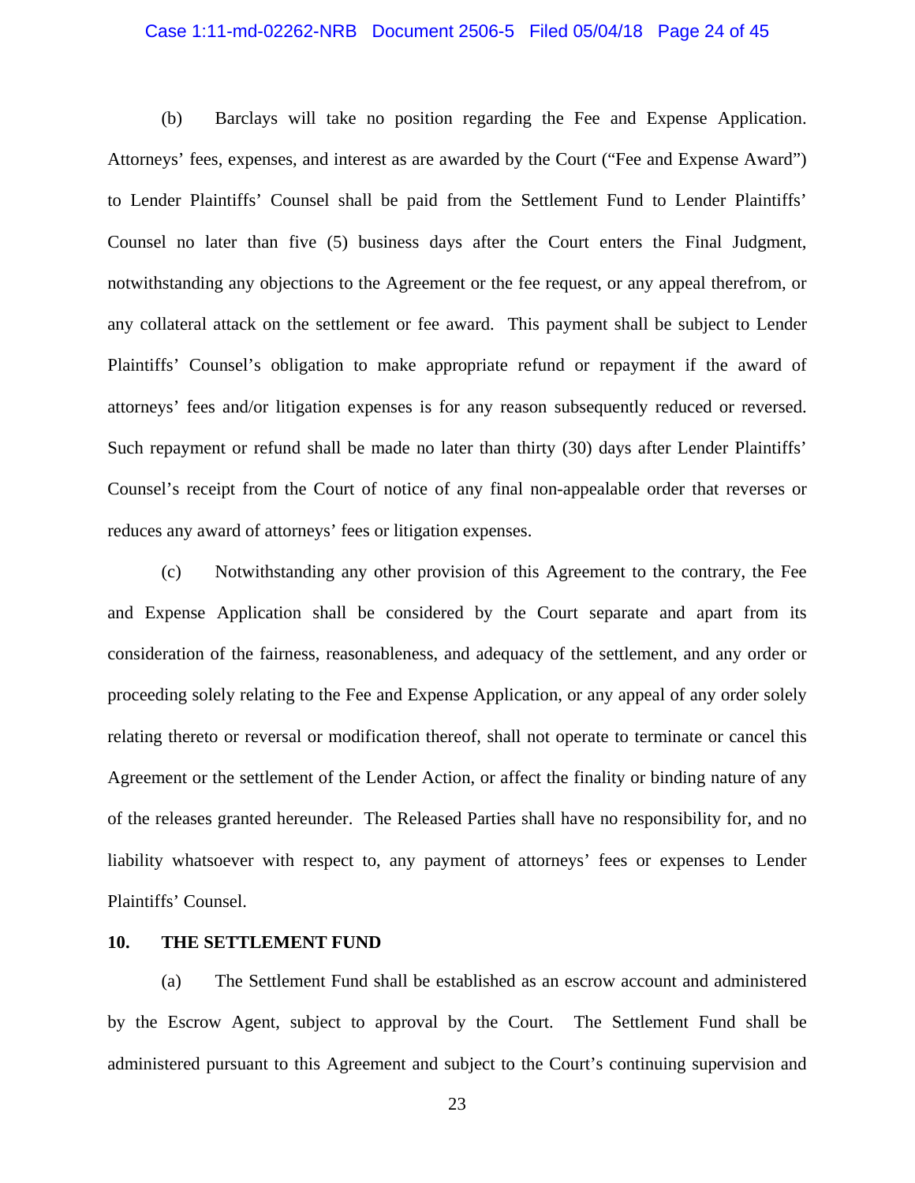(b) Barclays will take no position regarding the Fee and Expense Application. Attorneys' fees, expenses, and interest as are awarded by the Court ("Fee and Expense Award") to Lender Plaintiffs' Counsel shall be paid from the Settlement Fund to Lender Plaintiffs' Counsel no later than five (5) business days after the Court enters the Final Judgment, notwithstanding any objections to the Agreement or the fee request, or any appeal therefrom, or any collateral attack on the settlement or fee award. This payment shall be subject to Lender Plaintiffs' Counsel's obligation to make appropriate refund or repayment if the award of attorneys' fees and/or litigation expenses is for any reason subsequently reduced or reversed. Such repayment or refund shall be made no later than thirty (30) days after Lender Plaintiffs' Counsel's receipt from the Court of notice of any final non-appealable order that reverses or reduces any award of attorneys' fees or litigation expenses.

(c) Notwithstanding any other provision of this Agreement to the contrary, the Fee and Expense Application shall be considered by the Court separate and apart from its consideration of the fairness, reasonableness, and adequacy of the settlement, and any order or proceeding solely relating to the Fee and Expense Application, or any appeal of any order solely relating thereto or reversal or modification thereof, shall not operate to terminate or cancel this Agreement or the settlement of the Lender Action, or affect the finality or binding nature of any of the releases granted hereunder. The Released Parties shall have no responsibility for, and no liability whatsoever with respect to, any payment of attorneys' fees or expenses to Lender Plaintiffs' Counsel.

## 10. THE SETTLEMENT FUND

(a) The Settlement Fund shall be established as an escrow account and administered by the Escrow Agent, subject to approval by the Court. The Settlement Fund shall be administered pursuant to this Agreement and subject to the Court's continuing supervision and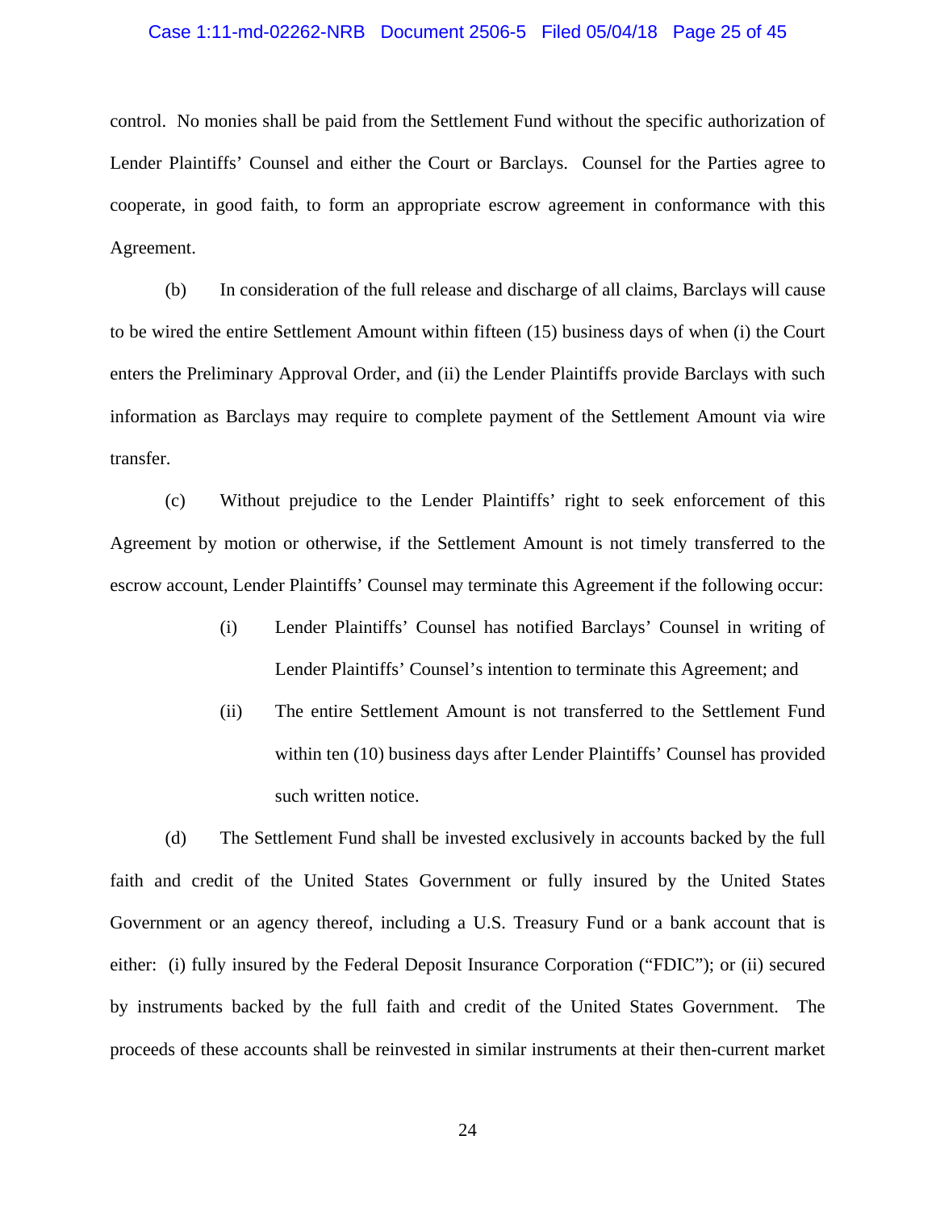control. No monies shall be paid from the Settlement Fund without the specific authorization of Lender Plaintiffs' Counsel and either the Court or Barclays. Counsel for the Parties agree to cooperate, in good faith, to form an appropriate escrow agreement in conformance with this Agreement.

(b) In consideration of the full release and discharge of all claims, Barclays will cause to be wired the entire Settlement Amount within fifteen (15) business days of when (i) the Court enters the Preliminary Approval Order, and (ii) the Lender Plaintiffs provide Barclays with such information as Barclays may require to complete payment of the Settlement Amount via wire transfer.

(c) Without prejudice to the Lender Plaintiffs' right to seek enforcement of this Agreement by motion or otherwise, if the Settlement Amount is not timely transferred to the escrow account, Lender Plaintiffs' Counsel may terminate this Agreement if the following occur:

> (i) Lender Plaintiffs' Counsel has notified Barclays' Counsel in writing of Lender Plaintiffs' Counsel's intention to terminate this Agreement; and
>
> (ii) The entire Settlement Amount is not transferred to the Settlement Fund within ten (10) business days after Lender Plaintiffs' Counsel has provided such written notice.

(d) The Settlement Fund shall be invested exclusively in accounts backed by the full faith and credit of the United States Government or fully insured by the United States Government or an agency thereof, including a U.S. Treasury Fund or a bank account that is either: (i) fully insured by the Federal Deposit Insurance Corporation ("FDIC"); or (ii) secured by instruments backed by the full faith and credit of the United States Government. The proceeds of these accounts shall be reinvested in similar instruments at their then-current market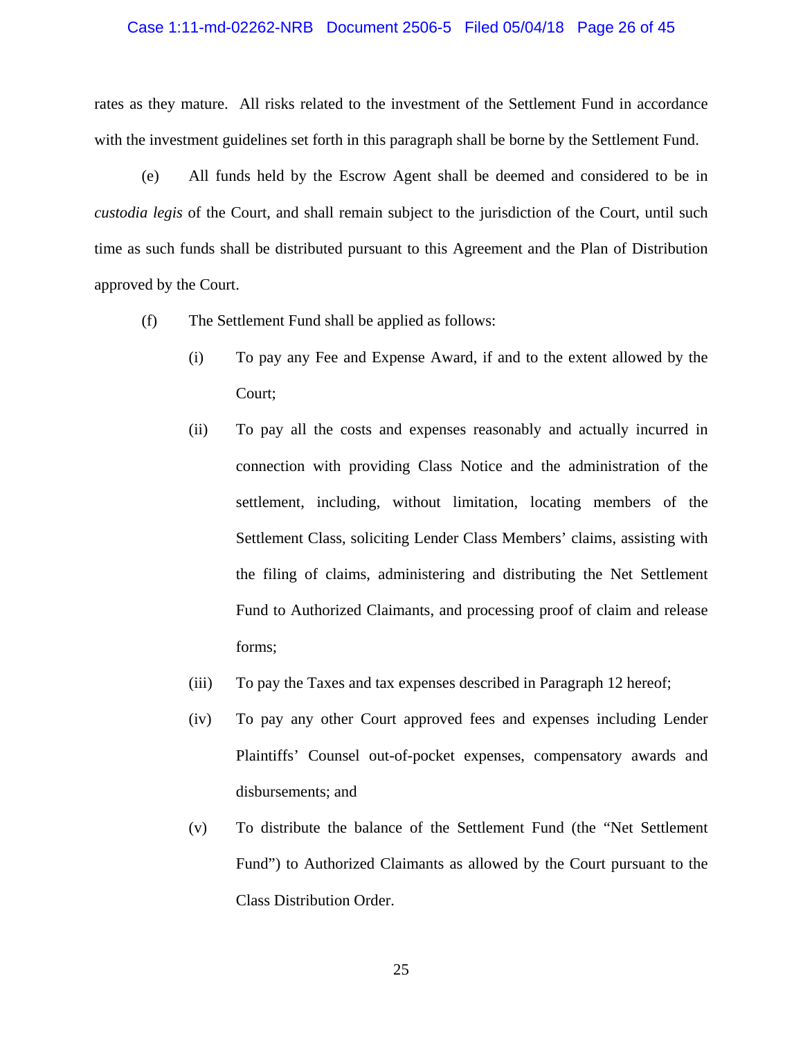rates as they mature. All risks related to the investment of the Settlement Fund in accordance with the investment guidelines set forth in this paragraph shall be borne by the Settlement Fund.

(e) All funds held by the Escrow Agent shall be deemed and considered to be in *custodia legis* of the Court, and shall remain subject to the jurisdiction of the Court, until such time as such funds shall be distributed pursuant to this Agreement and the Plan of Distribution approved by the Court.

(f) The Settlement Fund shall be applied as follows:

(i) To pay any Fee and Expense Award, if and to the extent allowed by the Court;

(ii) To pay all the costs and expenses reasonably and actually incurred in connection with providing Class Notice and the administration of the settlement, including, without limitation, locating members of the Settlement Class, soliciting Lender Class Members' claims, assisting with the filing of claims, administering and distributing the Net Settlement Fund to Authorized Claimants, and processing proof of claim and release forms;

(iii) To pay the Taxes and tax expenses described in Paragraph 12 hereof;

(iv) To pay any other Court approved fees and expenses including Lender Plaintiffs' Counsel out-of-pocket expenses, compensatory awards and disbursements; and

(v) To distribute the balance of the Settlement Fund (the "Net Settlement Fund") to Authorized Claimants as allowed by the Court pursuant to the Class Distribution Order.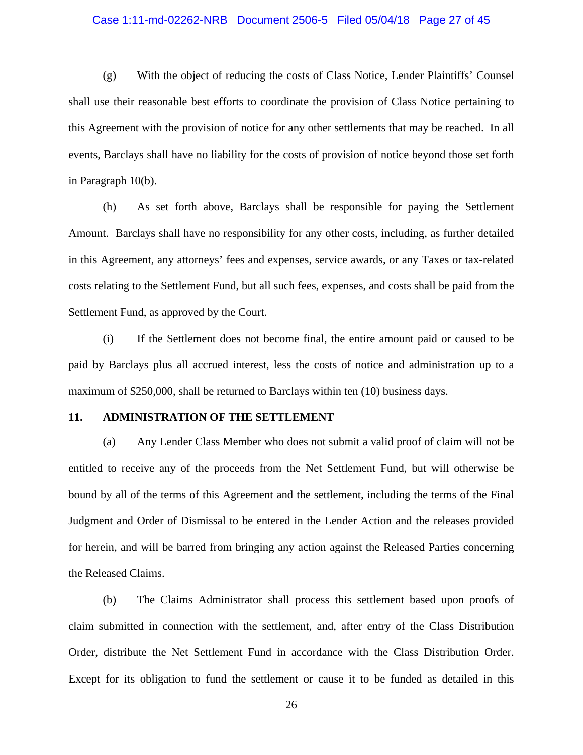(g) With the object of reducing the costs of Class Notice, Lender Plaintiffs' Counsel shall use their reasonable best efforts to coordinate the provision of Class Notice pertaining to this Agreement with the provision of notice for any other settlements that may be reached. In all events, Barclays shall have no liability for the costs of provision of notice beyond those set forth in Paragraph 10(b).

(h) As set forth above, Barclays shall be responsible for paying the Settlement Amount. Barclays shall have no responsibility for any other costs, including, as further detailed in this Agreement, any attorneys' fees and expenses, service awards, or any Taxes or tax-related costs relating to the Settlement Fund, but all such fees, expenses, and costs shall be paid from the Settlement Fund, as approved by the Court.

(i) If the Settlement does not become final, the entire amount paid or caused to be paid by Barclays plus all accrued interest, less the costs of notice and administration up to a maximum of $250,000, shall be returned to Barclays within ten (10) business days.

## 11. ADMINISTRATION OF THE SETTLEMENT

(a) Any Lender Class Member who does not submit a valid proof of claim will not be entitled to receive any of the proceeds from the Net Settlement Fund, but will otherwise be bound by all of the terms of this Agreement and the settlement, including the terms of the Final Judgment and Order of Dismissal to be entered in the Lender Action and the releases provided for herein, and will be barred from bringing any action against the Released Parties concerning the Released Claims.

(b) The Claims Administrator shall process this settlement based upon proofs of claim submitted in connection with the settlement, and, after entry of the Class Distribution Order, distribute the Net Settlement Fund in accordance with the Class Distribution Order. Except for its obligation to fund the settlement or cause it to be funded as detailed in this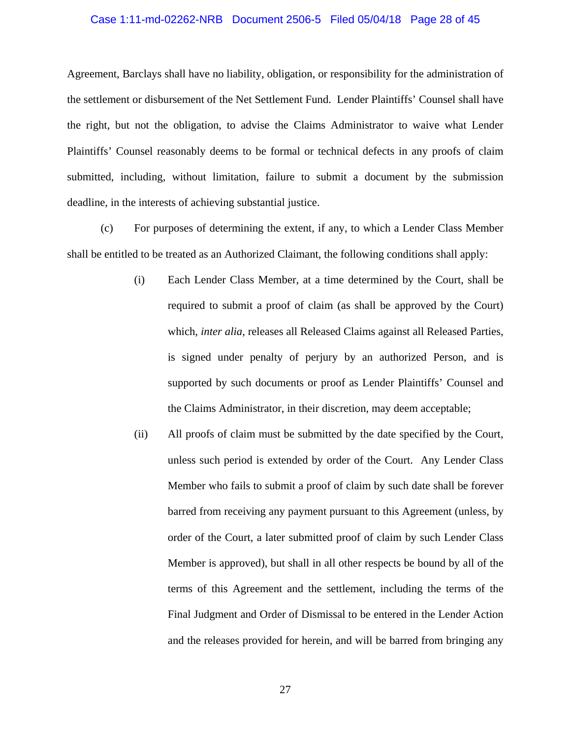Agreement, Barclays shall have no liability, obligation, or responsibility for the administration of the settlement or disbursement of the Net Settlement Fund. Lender Plaintiffs' Counsel shall have the right, but not the obligation, to advise the Claims Administrator to waive what Lender Plaintiffs' Counsel reasonably deems to be formal or technical defects in any proofs of claim submitted, including, without limitation, failure to submit a document by the submission deadline, in the interests of achieving substantial justice.

(c) For purposes of determining the extent, if any, to which a Lender Class Member shall be entitled to be treated as an Authorized Claimant, the following conditions shall apply:

> (i) Each Lender Class Member, at a time determined by the Court, shall be required to submit a proof of claim (as shall be approved by the Court) which, *inter alia*, releases all Released Claims against all Released Parties, is signed under penalty of perjury by an authorized Person, and is supported by such documents or proof as Lender Plaintiffs' Counsel and the Claims Administrator, in their discretion, may deem acceptable;
>
> (ii) All proofs of claim must be submitted by the date specified by the Court, unless such period is extended by order of the Court. Any Lender Class Member who fails to submit a proof of claim by such date shall be forever barred from receiving any payment pursuant to this Agreement (unless, by order of the Court, a later submitted proof of claim by such Lender Class Member is approved), but shall in all other respects be bound by all of the terms of this Agreement and the settlement, including the terms of the Final Judgment and Order of Dismissal to be entered in the Lender Action and the releases provided for herein, and will be barred from bringing any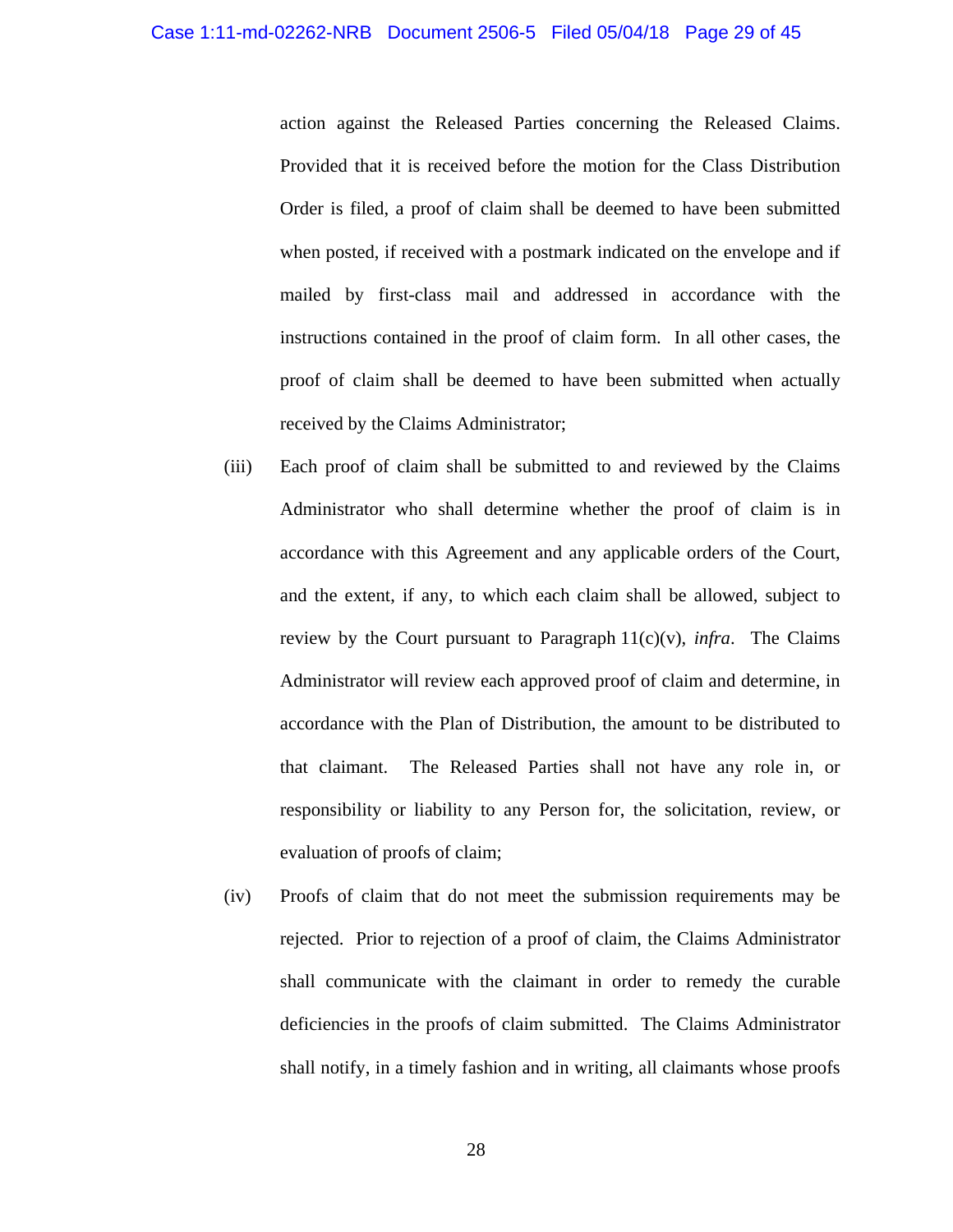action against the Released Parties concerning the Released Claims. Provided that it is received before the motion for the Class Distribution Order is filed, a proof of claim shall be deemed to have been submitted when posted, if received with a postmark indicated on the envelope and if mailed by first-class mail and addressed in accordance with the instructions contained in the proof of claim form. In all other cases, the proof of claim shall be deemed to have been submitted when actually received by the Claims Administrator;

(iii) Each proof of claim shall be submitted to and reviewed by the Claims Administrator who shall determine whether the proof of claim is in accordance with this Agreement and any applicable orders of the Court, and the extent, if any, to which each claim shall be allowed, subject to review by the Court pursuant to Paragraph 11(c)(v), *infra*. The Claims Administrator will review each approved proof of claim and determine, in accordance with the Plan of Distribution, the amount to be distributed to that claimant. The Released Parties shall not have any role in, or responsibility or liability to any Person for, the solicitation, review, or evaluation of proofs of claim;

(iv) Proofs of claim that do not meet the submission requirements may be rejected. Prior to rejection of a proof of claim, the Claims Administrator shall communicate with the claimant in order to remedy the curable deficiencies in the proofs of claim submitted. The Claims Administrator shall notify, in a timely fashion and in writing, all claimants whose proofs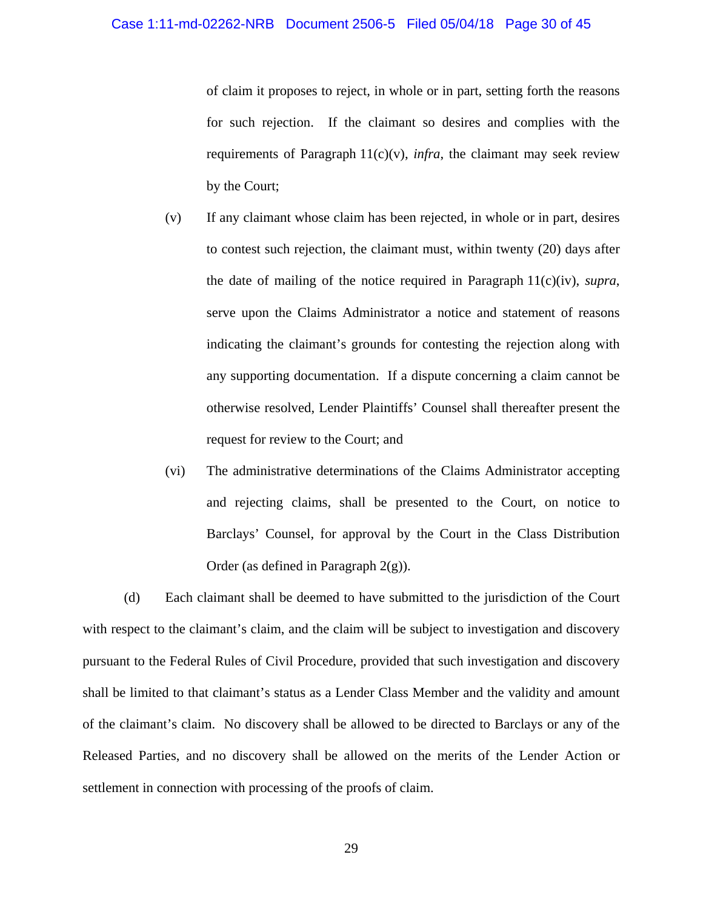of claim it proposes to reject, in whole or in part, setting forth the reasons for such rejection. If the claimant so desires and complies with the requirements of Paragraph 11(c)(v), *infra*, the claimant may seek review by the Court;

(v) If any claimant whose claim has been rejected, in whole or in part, desires to contest such rejection, the claimant must, within twenty (20) days after the date of mailing of the notice required in Paragraph 11(c)(iv), *supra*, serve upon the Claims Administrator a notice and statement of reasons indicating the claimant's grounds for contesting the rejection along with any supporting documentation. If a dispute concerning a claim cannot be otherwise resolved, Lender Plaintiffs' Counsel shall thereafter present the request for review to the Court; and

(vi) The administrative determinations of the Claims Administrator accepting and rejecting claims, shall be presented to the Court, on notice to Barclays' Counsel, for approval by the Court in the Class Distribution Order (as defined in Paragraph 2(g)).

(d) Each claimant shall be deemed to have submitted to the jurisdiction of the Court with respect to the claimant's claim, and the claim will be subject to investigation and discovery pursuant to the Federal Rules of Civil Procedure, provided that such investigation and discovery shall be limited to that claimant's status as a Lender Class Member and the validity and amount of the claimant's claim. No discovery shall be allowed to be directed to Barclays or any of the Released Parties, and no discovery shall be allowed on the merits of the Lender Action or settlement in connection with processing of the proofs of claim.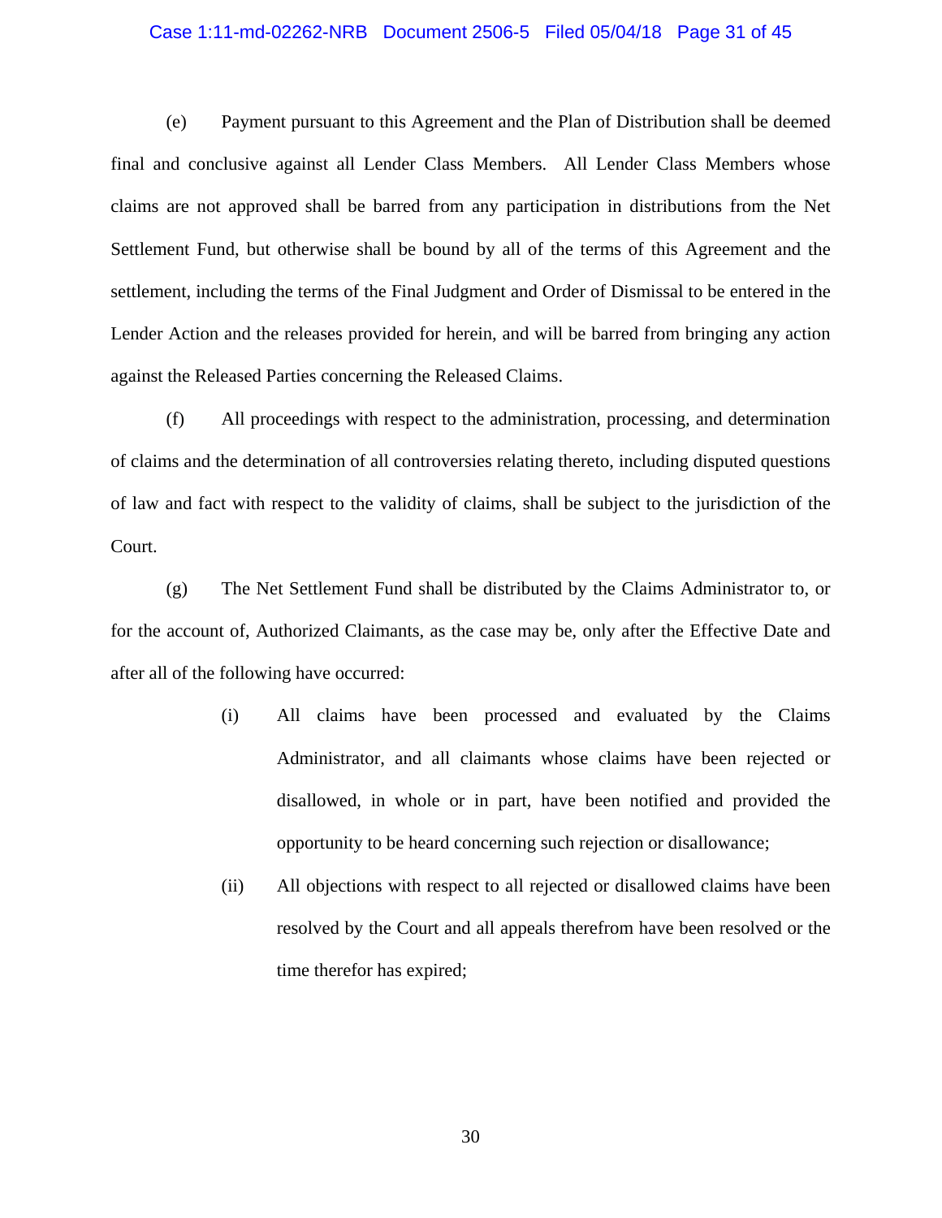(e) Payment pursuant to this Agreement and the Plan of Distribution shall be deemed final and conclusive against all Lender Class Members. All Lender Class Members whose claims are not approved shall be barred from any participation in distributions from the Net Settlement Fund, but otherwise shall be bound by all of the terms of this Agreement and the settlement, including the terms of the Final Judgment and Order of Dismissal to be entered in the Lender Action and the releases provided for herein, and will be barred from bringing any action against the Released Parties concerning the Released Claims.

(f) All proceedings with respect to the administration, processing, and determination of claims and the determination of all controversies relating thereto, including disputed questions of law and fact with respect to the validity of claims, shall be subject to the jurisdiction of the Court.

(g) The Net Settlement Fund shall be distributed by the Claims Administrator to, or for the account of, Authorized Claimants, as the case may be, only after the Effective Date and after all of the following have occurred:

> (i) All claims have been processed and evaluated by the Claims Administrator, and all claimants whose claims have been rejected or disallowed, in whole or in part, have been notified and provided the opportunity to be heard concerning such rejection or disallowance;
>
> (ii) All objections with respect to all rejected or disallowed claims have been resolved by the Court and all appeals therefrom have been resolved or the time therefor has expired;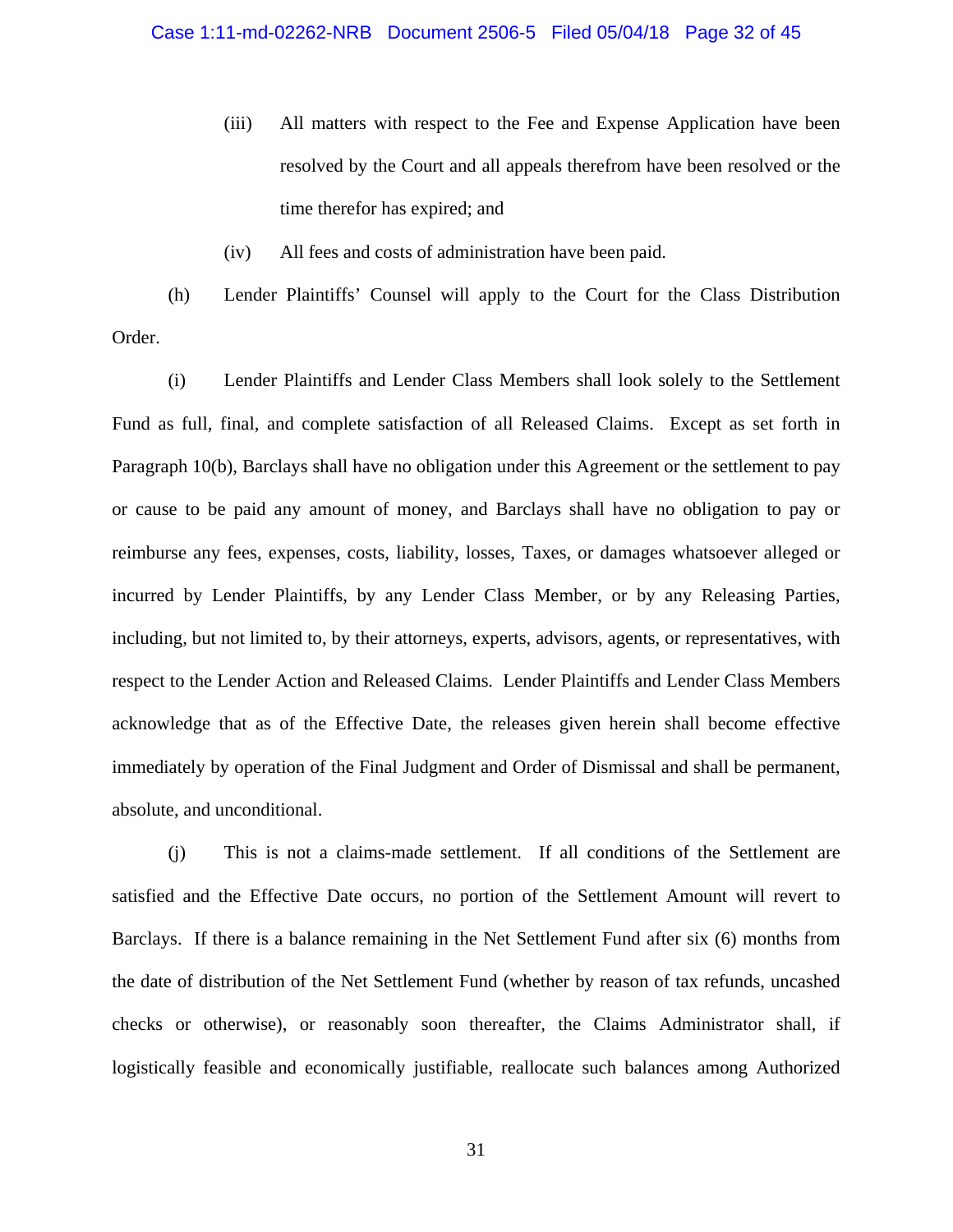(iii) All matters with respect to the Fee and Expense Application have been resolved by the Court and all appeals therefrom have been resolved or the time therefor has expired; and

(iv) All fees and costs of administration have been paid.

(h) Lender Plaintiffs' Counsel will apply to the Court for the Class Distribution Order.

(i) Lender Plaintiffs and Lender Class Members shall look solely to the Settlement Fund as full, final, and complete satisfaction of all Released Claims. Except as set forth in Paragraph 10(b), Barclays shall have no obligation under this Agreement or the settlement to pay or cause to be paid any amount of money, and Barclays shall have no obligation to pay or reimburse any fees, expenses, costs, liability, losses, Taxes, or damages whatsoever alleged or incurred by Lender Plaintiffs, by any Lender Class Member, or by any Releasing Parties, including, but not limited to, by their attorneys, experts, advisors, agents, or representatives, with respect to the Lender Action and Released Claims. Lender Plaintiffs and Lender Class Members acknowledge that as of the Effective Date, the releases given herein shall become effective immediately by operation of the Final Judgment and Order of Dismissal and shall be permanent, absolute, and unconditional.

(j) This is not a claims-made settlement. If all conditions of the Settlement are satisfied and the Effective Date occurs, no portion of the Settlement Amount will revert to Barclays. If there is a balance remaining in the Net Settlement Fund after six (6) months from the date of distribution of the Net Settlement Fund (whether by reason of tax refunds, uncashed checks or otherwise), or reasonably soon thereafter, the Claims Administrator shall, if logistically feasible and economically justifiable, reallocate such balances among Authorized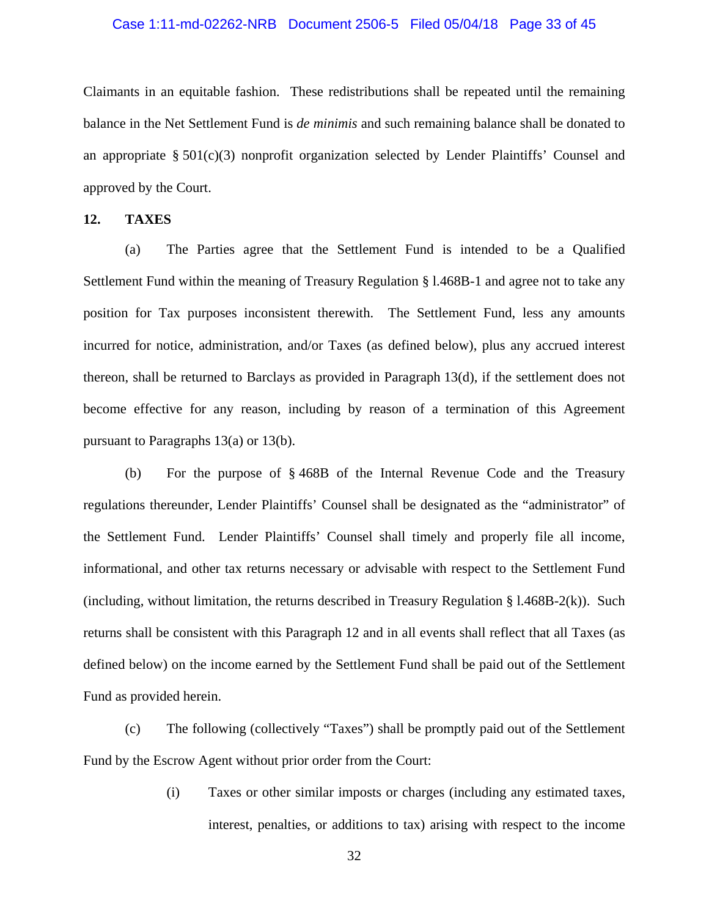Claimants in an equitable fashion. These redistributions shall be repeated until the remaining balance in the Net Settlement Fund is *de minimis* and such remaining balance shall be donated to an appropriate § 501(c)(3) nonprofit organization selected by Lender Plaintiffs' Counsel and approved by the Court.

**12. TAXES**

(a) The Parties agree that the Settlement Fund is intended to be a Qualified Settlement Fund within the meaning of Treasury Regulation § l.468B-1 and agree not to take any position for Tax purposes inconsistent therewith. The Settlement Fund, less any amounts incurred for notice, administration, and/or Taxes (as defined below), plus any accrued interest thereon, shall be returned to Barclays as provided in Paragraph 13(d), if the settlement does not become effective for any reason, including by reason of a termination of this Agreement pursuant to Paragraphs 13(a) or 13(b).

(b) For the purpose of § 468B of the Internal Revenue Code and the Treasury regulations thereunder, Lender Plaintiffs' Counsel shall be designated as the "administrator" of the Settlement Fund. Lender Plaintiffs' Counsel shall timely and properly file all income, informational, and other tax returns necessary or advisable with respect to the Settlement Fund (including, without limitation, the returns described in Treasury Regulation § l.468B-2(k)). Such returns shall be consistent with this Paragraph 12 and in all events shall reflect that all Taxes (as defined below) on the income earned by the Settlement Fund shall be paid out of the Settlement Fund as provided herein.

(c) The following (collectively "Taxes") shall be promptly paid out of the Settlement Fund by the Escrow Agent without prior order from the Court:

> (i) Taxes or other similar imposts or charges (including any estimated taxes, interest, penalties, or additions to tax) arising with respect to the income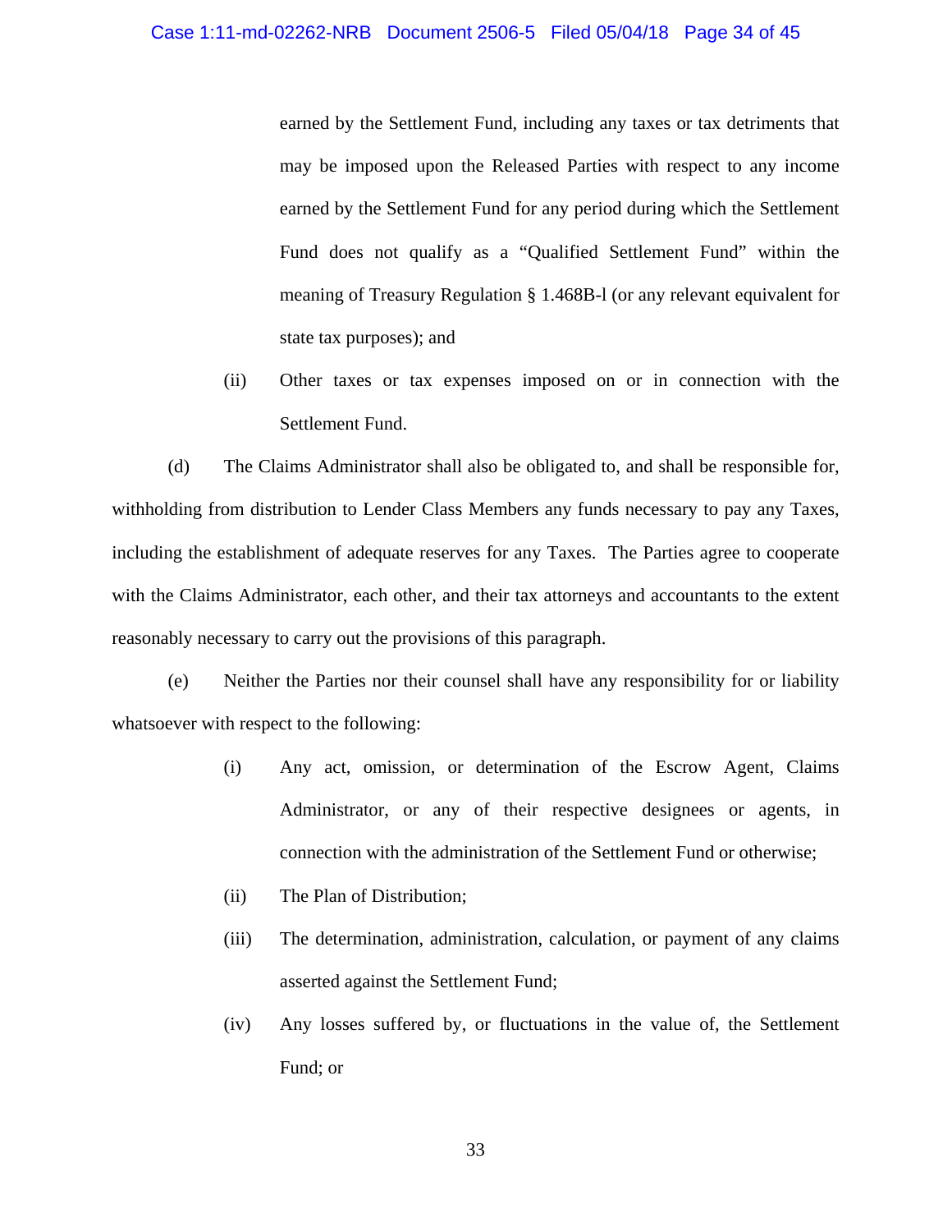earned by the Settlement Fund, including any taxes or tax detriments that may be imposed upon the Released Parties with respect to any income earned by the Settlement Fund for any period during which the Settlement Fund does not qualify as a "Qualified Settlement Fund" within the meaning of Treasury Regulation § 1.468B-l (or any relevant equivalent for state tax purposes); and

(ii) Other taxes or tax expenses imposed on or in connection with the Settlement Fund.

(d) The Claims Administrator shall also be obligated to, and shall be responsible for, withholding from distribution to Lender Class Members any funds necessary to pay any Taxes, including the establishment of adequate reserves for any Taxes. The Parties agree to cooperate with the Claims Administrator, each other, and their tax attorneys and accountants to the extent reasonably necessary to carry out the provisions of this paragraph.

(e) Neither the Parties nor their counsel shall have any responsibility for or liability whatsoever with respect to the following:

(i) Any act, omission, or determination of the Escrow Agent, Claims Administrator, or any of their respective designees or agents, in connection with the administration of the Settlement Fund or otherwise;

(ii) The Plan of Distribution;

(iii) The determination, administration, calculation, or payment of any claims asserted against the Settlement Fund;

(iv) Any losses suffered by, or fluctuations in the value of, the Settlement Fund; or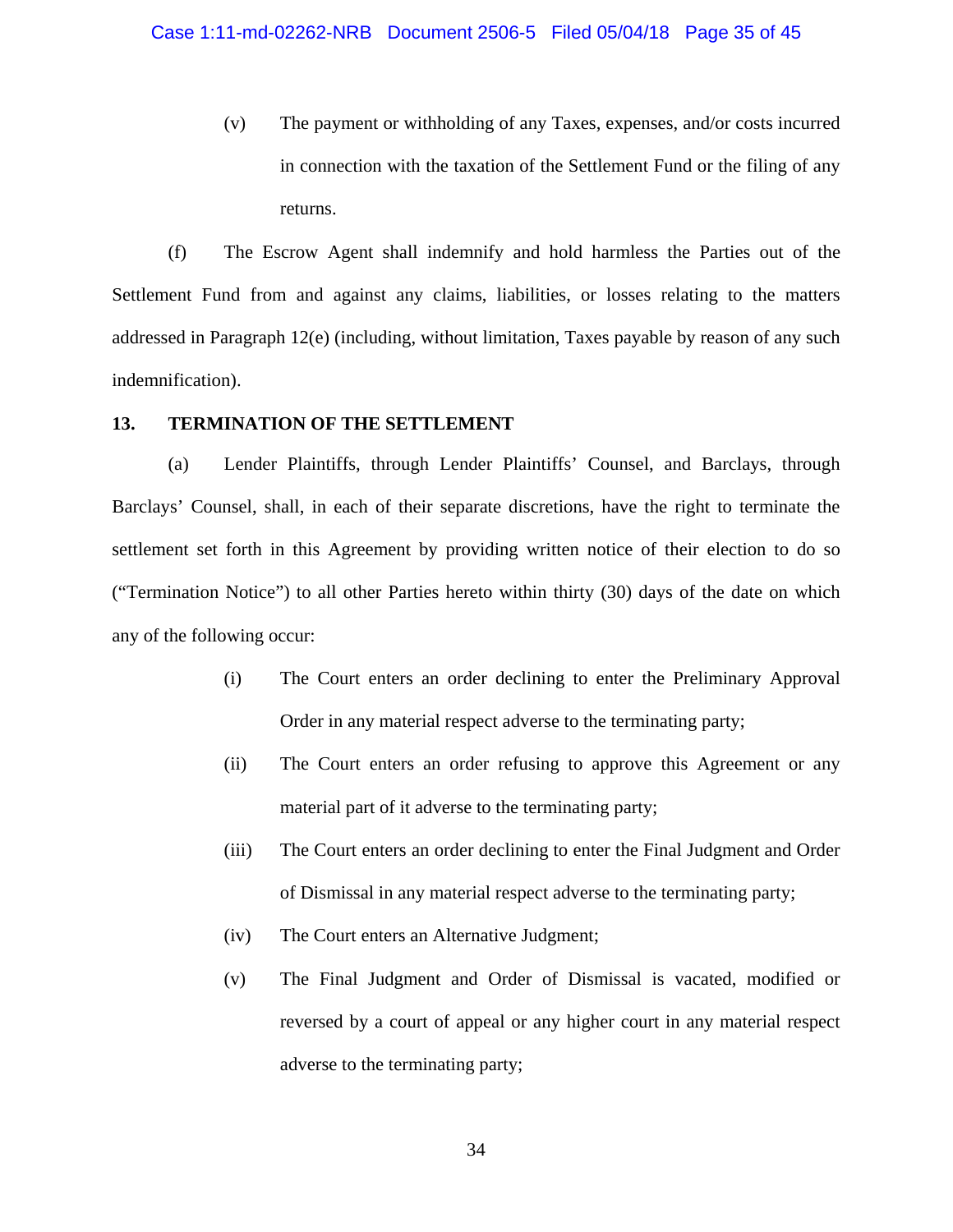(v) The payment or withholding of any Taxes, expenses, and/or costs incurred in connection with the taxation of the Settlement Fund or the filing of any returns.

(f) The Escrow Agent shall indemnify and hold harmless the Parties out of the Settlement Fund from and against any claims, liabilities, or losses relating to the matters addressed in Paragraph 12(e) (including, without limitation, Taxes payable by reason of any such indemnification).

## 13. TERMINATION OF THE SETTLEMENT

(a) Lender Plaintiffs, through Lender Plaintiffs' Counsel, and Barclays, through Barclays' Counsel, shall, in each of their separate discretions, have the right to terminate the settlement set forth in this Agreement by providing written notice of their election to do so ("Termination Notice") to all other Parties hereto within thirty (30) days of the date on which any of the following occur:

(i) The Court enters an order declining to enter the Preliminary Approval Order in any material respect adverse to the terminating party;

(ii) The Court enters an order refusing to approve this Agreement or any material part of it adverse to the terminating party;

(iii) The Court enters an order declining to enter the Final Judgment and Order of Dismissal in any material respect adverse to the terminating party;

(iv) The Court enters an Alternative Judgment;

(v) The Final Judgment and Order of Dismissal is vacated, modified or reversed by a court of appeal or any higher court in any material respect adverse to the terminating party;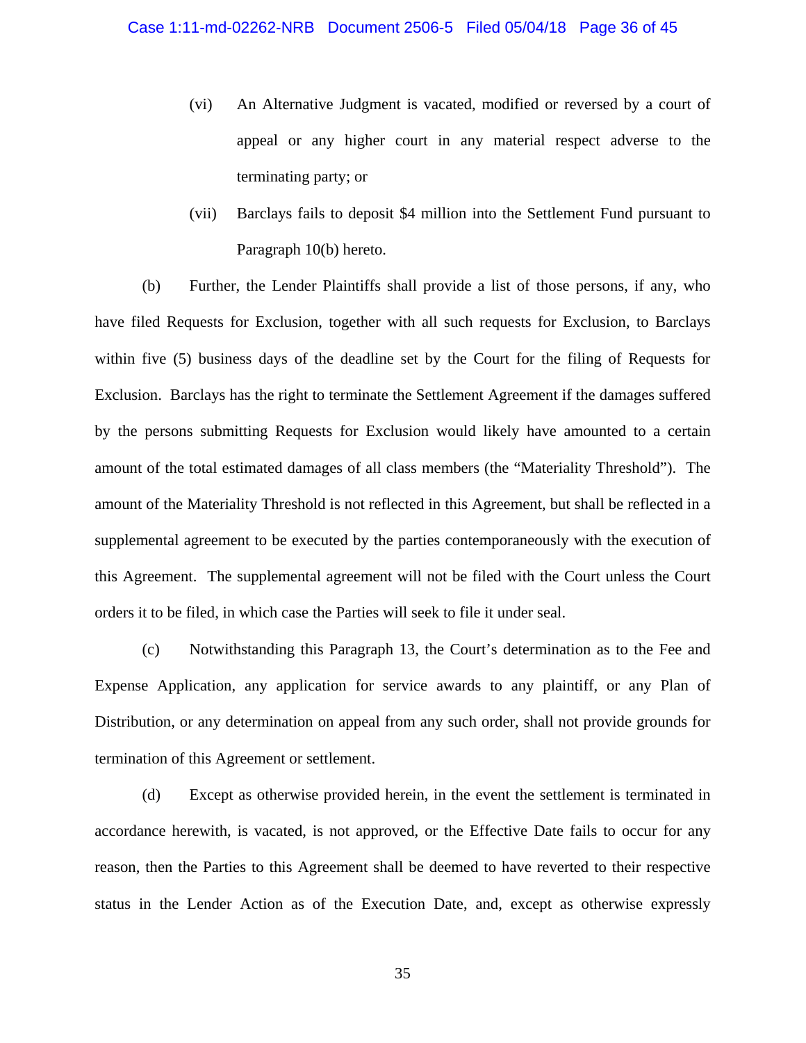(vi) An Alternative Judgment is vacated, modified or reversed by a court of appeal or any higher court in any material respect adverse to the terminating party; or

(vii) Barclays fails to deposit $4 million into the Settlement Fund pursuant to Paragraph 10(b) hereto.

(b) Further, the Lender Plaintiffs shall provide a list of those persons, if any, who have filed Requests for Exclusion, together with all such requests for Exclusion, to Barclays within five (5) business days of the deadline set by the Court for the filing of Requests for Exclusion. Barclays has the right to terminate the Settlement Agreement if the damages suffered by the persons submitting Requests for Exclusion would likely have amounted to a certain amount of the total estimated damages of all class members (the "Materiality Threshold"). The amount of the Materiality Threshold is not reflected in this Agreement, but shall be reflected in a supplemental agreement to be executed by the parties contemporaneously with the execution of this Agreement. The supplemental agreement will not be filed with the Court unless the Court orders it to be filed, in which case the Parties will seek to file it under seal.

(c) Notwithstanding this Paragraph 13, the Court's determination as to the Fee and Expense Application, any application for service awards to any plaintiff, or any Plan of Distribution, or any determination on appeal from any such order, shall not provide grounds for termination of this Agreement or settlement.

(d) Except as otherwise provided herein, in the event the settlement is terminated in accordance herewith, is vacated, is not approved, or the Effective Date fails to occur for any reason, then the Parties to this Agreement shall be deemed to have reverted to their respective status in the Lender Action as of the Execution Date, and, except as otherwise expressly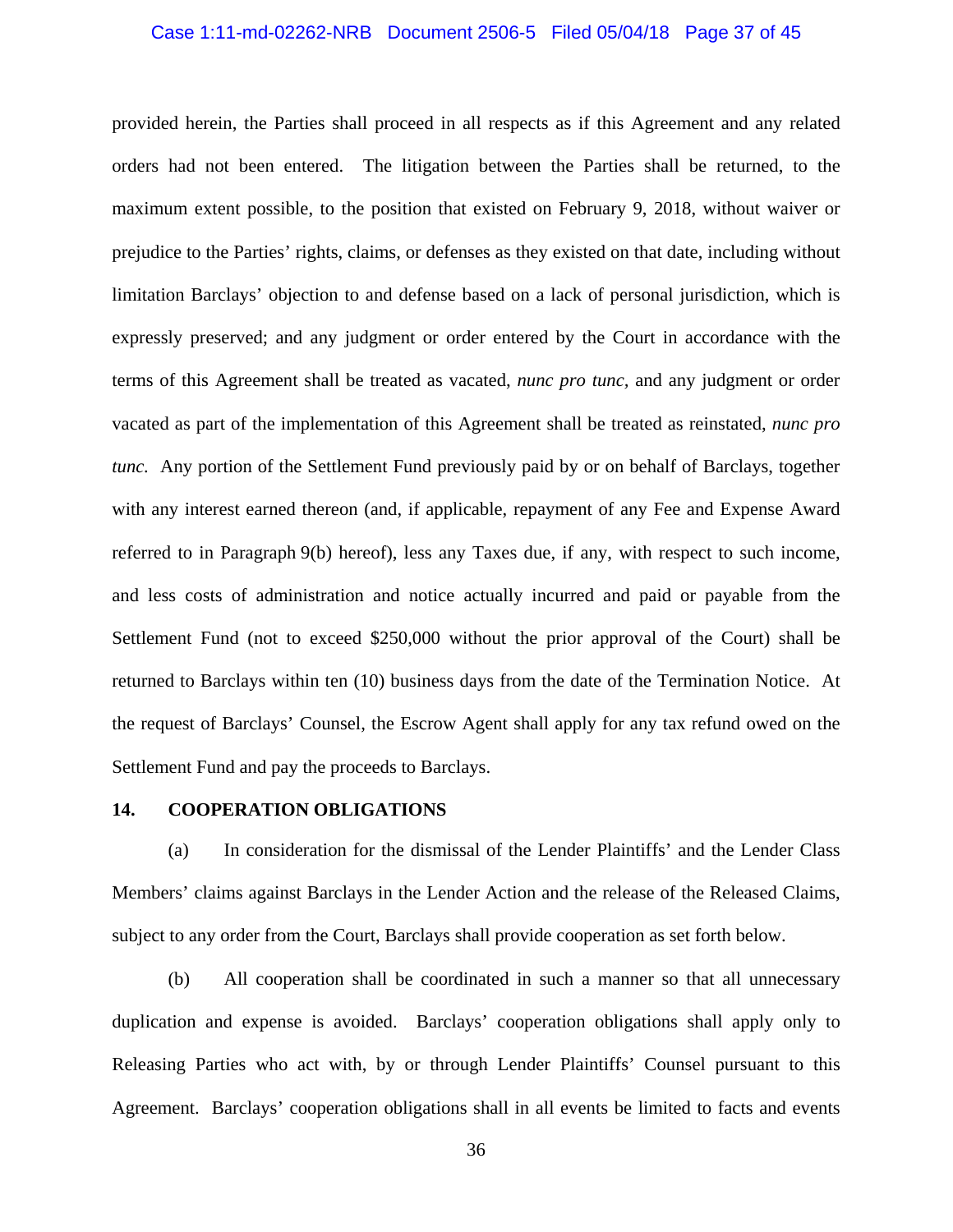provided herein, the Parties shall proceed in all respects as if this Agreement and any related orders had not been entered. The litigation between the Parties shall be returned, to the maximum extent possible, to the position that existed on February 9, 2018, without waiver or prejudice to the Parties' rights, claims, or defenses as they existed on that date, including without limitation Barclays' objection to and defense based on a lack of personal jurisdiction, which is expressly preserved; and any judgment or order entered by the Court in accordance with the terms of this Agreement shall be treated as vacated, *nunc pro tunc*, and any judgment or order vacated as part of the implementation of this Agreement shall be treated as reinstated, *nunc pro tunc*. Any portion of the Settlement Fund previously paid by or on behalf of Barclays, together with any interest earned thereon (and, if applicable, repayment of any Fee and Expense Award referred to in Paragraph 9(b) hereof), less any Taxes due, if any, with respect to such income, and less costs of administration and notice actually incurred and paid or payable from the Settlement Fund (not to exceed $250,000 without the prior approval of the Court) shall be returned to Barclays within ten (10) business days from the date of the Termination Notice. At the request of Barclays' Counsel, the Escrow Agent shall apply for any tax refund owed on the Settlement Fund and pay the proceeds to Barclays.

## 14. COOPERATION OBLIGATIONS

(a) In consideration for the dismissal of the Lender Plaintiffs' and the Lender Class Members' claims against Barclays in the Lender Action and the release of the Released Claims, subject to any order from the Court, Barclays shall provide cooperation as set forth below.

(b) All cooperation shall be coordinated in such a manner so that all unnecessary duplication and expense is avoided. Barclays' cooperation obligations shall apply only to Releasing Parties who act with, by or through Lender Plaintiffs' Counsel pursuant to this Agreement. Barclays' cooperation obligations shall in all events be limited to facts and events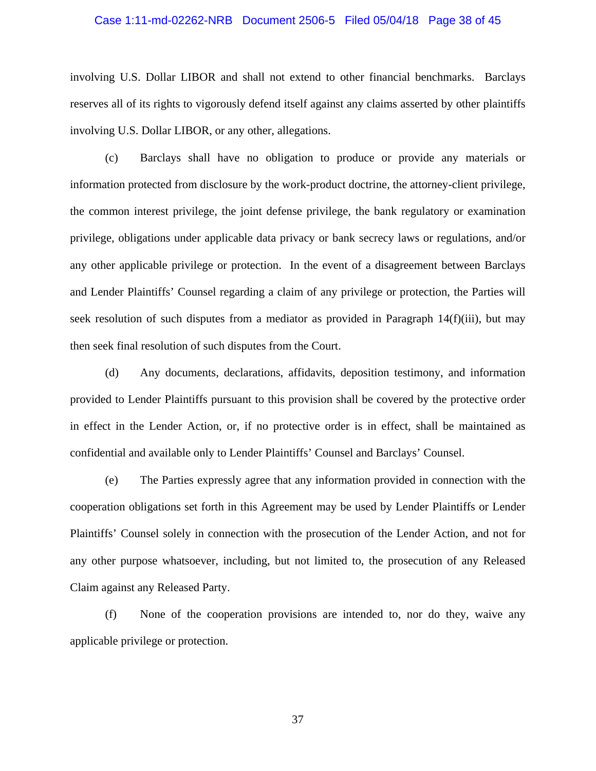involving U.S. Dollar LIBOR and shall not extend to other financial benchmarks. Barclays reserves all of its rights to vigorously defend itself against any claims asserted by other plaintiffs involving U.S. Dollar LIBOR, or any other, allegations.

(c) Barclays shall have no obligation to produce or provide any materials or information protected from disclosure by the work-product doctrine, the attorney-client privilege, the common interest privilege, the joint defense privilege, the bank regulatory or examination privilege, obligations under applicable data privacy or bank secrecy laws or regulations, and/or any other applicable privilege or protection. In the event of a disagreement between Barclays and Lender Plaintiffs' Counsel regarding a claim of any privilege or protection, the Parties will seek resolution of such disputes from a mediator as provided in Paragraph 14(f)(iii), but may then seek final resolution of such disputes from the Court.

(d) Any documents, declarations, affidavits, deposition testimony, and information provided to Lender Plaintiffs pursuant to this provision shall be covered by the protective order in effect in the Lender Action, or, if no protective order is in effect, shall be maintained as confidential and available only to Lender Plaintiffs' Counsel and Barclays' Counsel.

(e) The Parties expressly agree that any information provided in connection with the cooperation obligations set forth in this Agreement may be used by Lender Plaintiffs or Lender Plaintiffs' Counsel solely in connection with the prosecution of the Lender Action, and not for any other purpose whatsoever, including, but not limited to, the prosecution of any Released Claim against any Released Party.

(f) None of the cooperation provisions are intended to, nor do they, waive any applicable privilege or protection.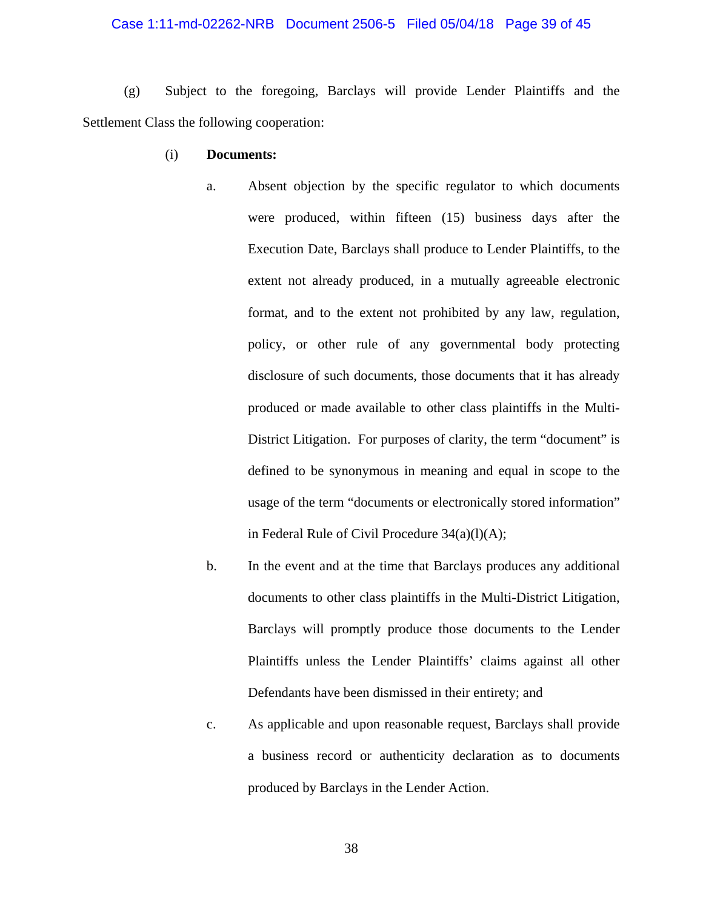(g) Subject to the foregoing, Barclays will provide Lender Plaintiffs and the Settlement Class the following cooperation:

(i) **Documents:**

a. Absent objection by the specific regulator to which documents were produced, within fifteen (15) business days after the Execution Date, Barclays shall produce to Lender Plaintiffs, to the extent not already produced, in a mutually agreeable electronic format, and to the extent not prohibited by any law, regulation, policy, or other rule of any governmental body protecting disclosure of such documents, those documents that it has already produced or made available to other class plaintiffs in the Multi-District Litigation. For purposes of clarity, the term "document" is defined to be synonymous in meaning and equal in scope to the usage of the term "documents or electronically stored information" in Federal Rule of Civil Procedure 34(a)(l)(A);

b. In the event and at the time that Barclays produces any additional documents to other class plaintiffs in the Multi-District Litigation, Barclays will promptly produce those documents to the Lender Plaintiffs unless the Lender Plaintiffs' claims against all other Defendants have been dismissed in their entirety; and

c. As applicable and upon reasonable request, Barclays shall provide a business record or authenticity declaration as to documents produced by Barclays in the Lender Action.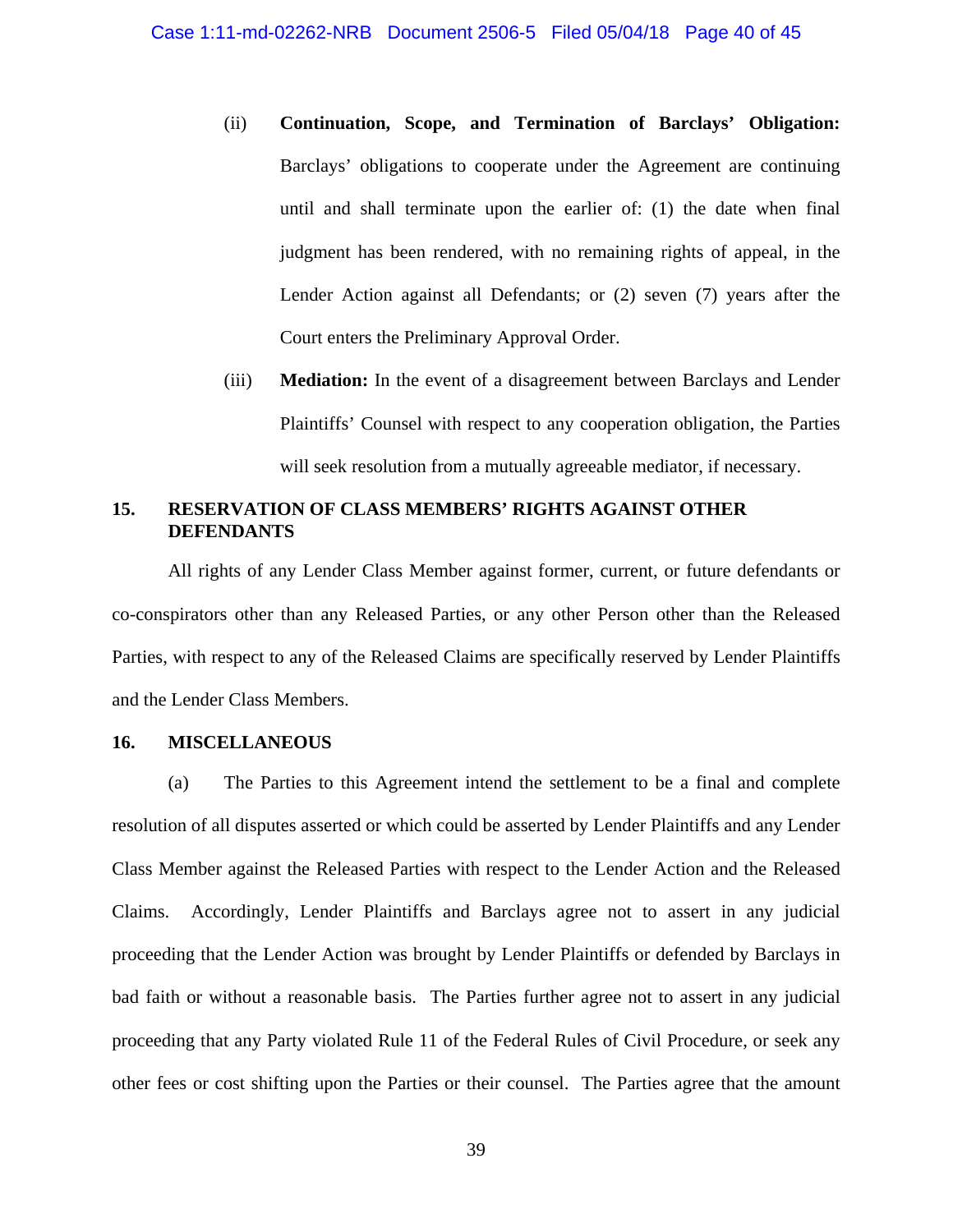(ii) **Continuation, Scope, and Termination of Barclays' Obligation:** Barclays' obligations to cooperate under the Agreement are continuing until and shall terminate upon the earlier of: (1) the date when final judgment has been rendered, with no remaining rights of appeal, in the Lender Action against all Defendants; or (2) seven (7) years after the Court enters the Preliminary Approval Order.

(iii) **Mediation:** In the event of a disagreement between Barclays and Lender Plaintiffs' Counsel with respect to any cooperation obligation, the Parties will seek resolution from a mutually agreeable mediator, if necessary.

## 15. RESERVATION OF CLASS MEMBERS' RIGHTS AGAINST OTHER DEFENDANTS

All rights of any Lender Class Member against former, current, or future defendants or co-conspirators other than any Released Parties, or any other Person other than the Released Parties, with respect to any of the Released Claims are specifically reserved by Lender Plaintiffs and the Lender Class Members.

## 16. MISCELLANEOUS

(a) The Parties to this Agreement intend the settlement to be a final and complete resolution of all disputes asserted or which could be asserted by Lender Plaintiffs and any Lender Class Member against the Released Parties with respect to the Lender Action and the Released Claims. Accordingly, Lender Plaintiffs and Barclays agree not to assert in any judicial proceeding that the Lender Action was brought by Lender Plaintiffs or defended by Barclays in bad faith or without a reasonable basis. The Parties further agree not to assert in any judicial proceeding that any Party violated Rule 11 of the Federal Rules of Civil Procedure, or seek any other fees or cost shifting upon the Parties or their counsel. The Parties agree that the amount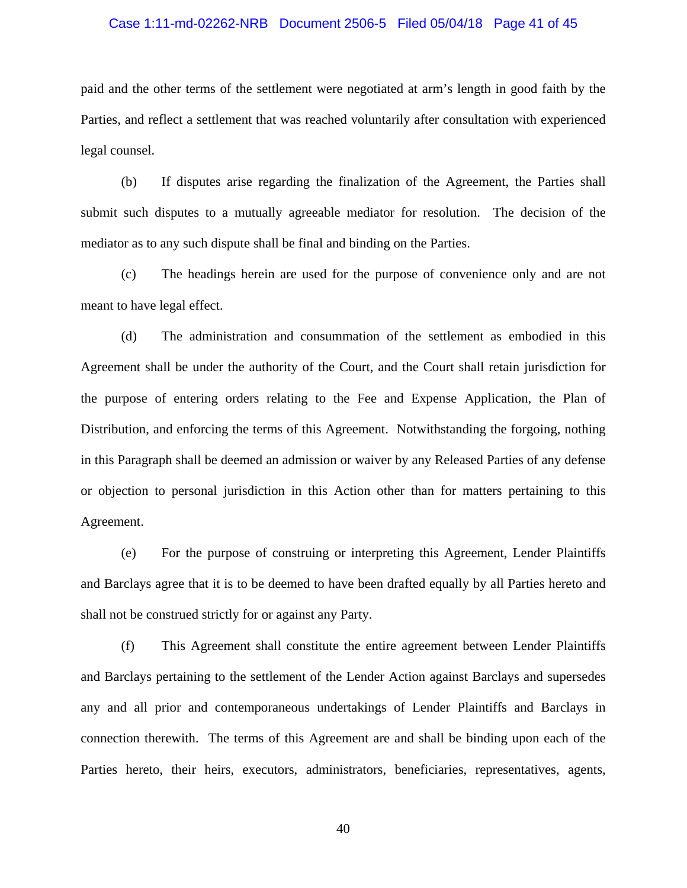paid and the other terms of the settlement were negotiated at arm's length in good faith by the Parties, and reflect a settlement that was reached voluntarily after consultation with experienced legal counsel.

(b) If disputes arise regarding the finalization of the Agreement, the Parties shall submit such disputes to a mutually agreeable mediator for resolution. The decision of the mediator as to any such dispute shall be final and binding on the Parties.

(c) The headings herein are used for the purpose of convenience only and are not meant to have legal effect.

(d) The administration and consummation of the settlement as embodied in this Agreement shall be under the authority of the Court, and the Court shall retain jurisdiction for the purpose of entering orders relating to the Fee and Expense Application, the Plan of Distribution, and enforcing the terms of this Agreement. Notwithstanding the forgoing, nothing in this Paragraph shall be deemed an admission or waiver by any Released Parties of any defense or objection to personal jurisdiction in this Action other than for matters pertaining to this Agreement.

(e) For the purpose of construing or interpreting this Agreement, Lender Plaintiffs and Barclays agree that it is to be deemed to have been drafted equally by all Parties hereto and shall not be construed strictly for or against any Party.

(f) This Agreement shall constitute the entire agreement between Lender Plaintiffs and Barclays pertaining to the settlement of the Lender Action against Barclays and supersedes any and all prior and contemporaneous undertakings of Lender Plaintiffs and Barclays in connection therewith. The terms of this Agreement are and shall be binding upon each of the Parties hereto, their heirs, executors, administrators, beneficiaries, representatives, agents,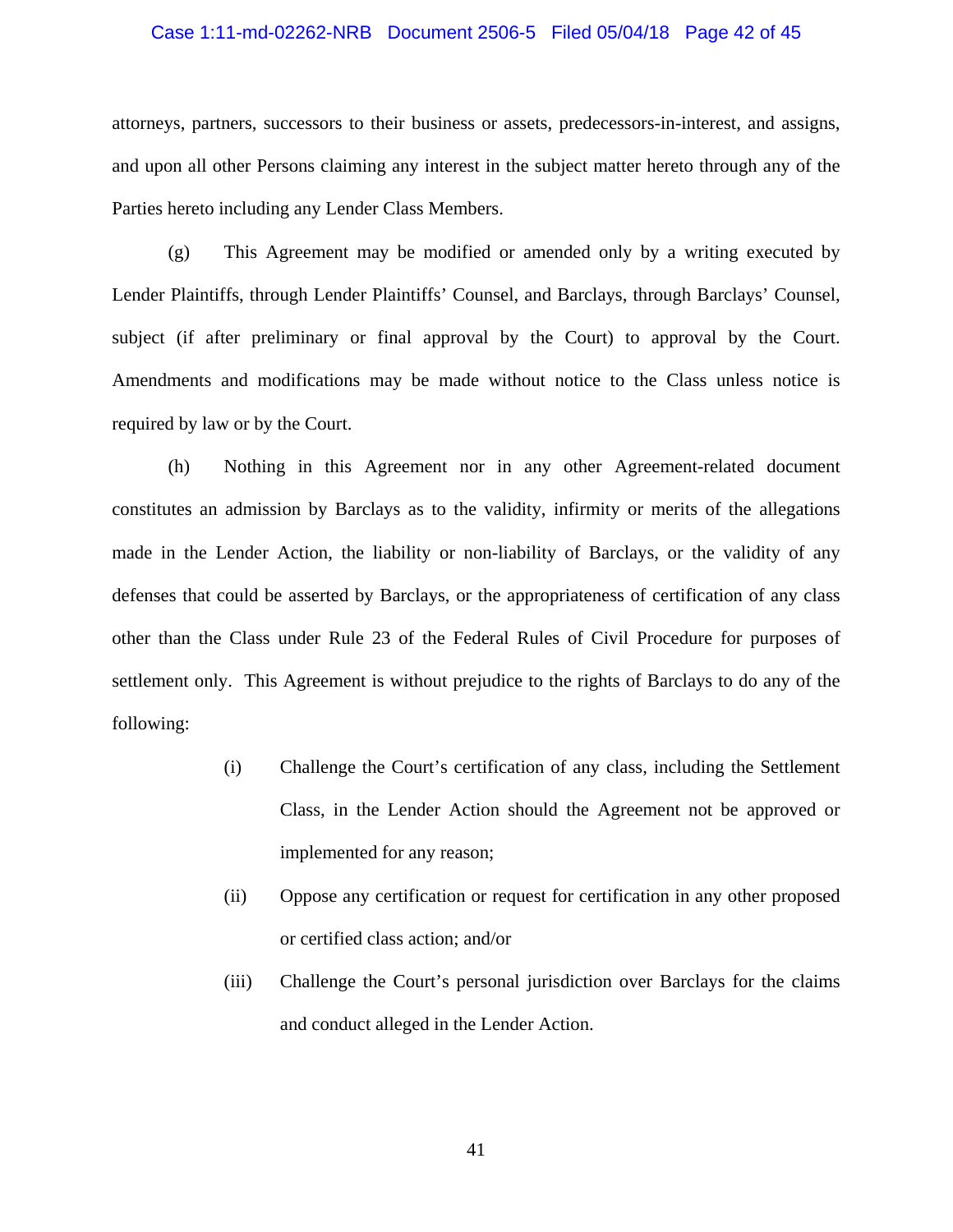attorneys, partners, successors to their business or assets, predecessors-in-interest, and assigns, and upon all other Persons claiming any interest in the subject matter hereto through any of the Parties hereto including any Lender Class Members.

(g) This Agreement may be modified or amended only by a writing executed by Lender Plaintiffs, through Lender Plaintiffs' Counsel, and Barclays, through Barclays' Counsel, subject (if after preliminary or final approval by the Court) to approval by the Court. Amendments and modifications may be made without notice to the Class unless notice is required by law or by the Court.

(h) Nothing in this Agreement nor in any other Agreement-related document constitutes an admission by Barclays as to the validity, infirmity or merits of the allegations made in the Lender Action, the liability or non-liability of Barclays, or the validity of any defenses that could be asserted by Barclays, or the appropriateness of certification of any class other than the Class under Rule 23 of the Federal Rules of Civil Procedure for purposes of settlement only. This Agreement is without prejudice to the rights of Barclays to do any of the following:

(i) Challenge the Court's certification of any class, including the Settlement Class, in the Lender Action should the Agreement not be approved or implemented for any reason;

(ii) Oppose any certification or request for certification in any other proposed or certified class action; and/or

(iii) Challenge the Court's personal jurisdiction over Barclays for the claims and conduct alleged in the Lender Action.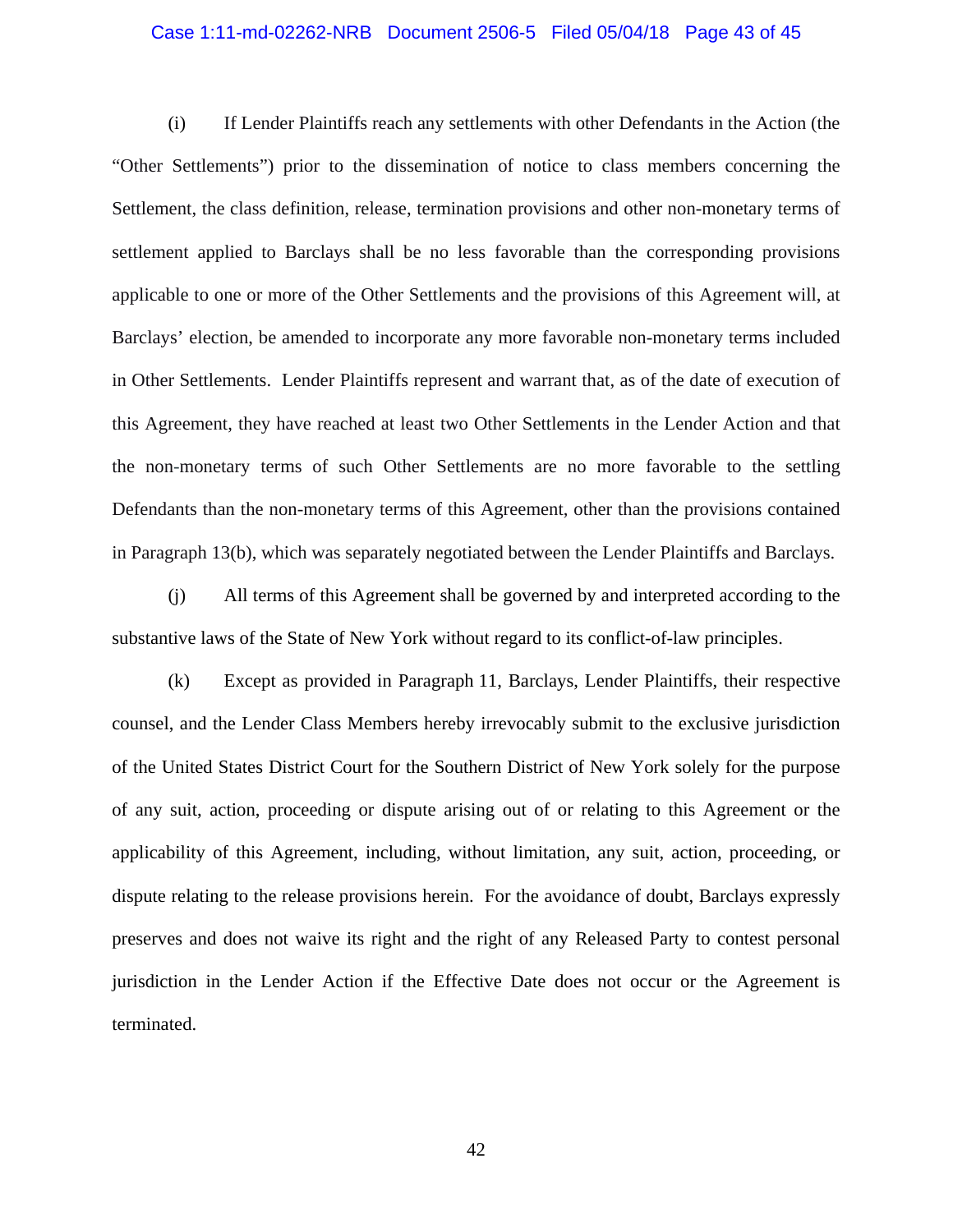(i) If Lender Plaintiffs reach any settlements with other Defendants in the Action (the "Other Settlements") prior to the dissemination of notice to class members concerning the Settlement, the class definition, release, termination provisions and other non-monetary terms of settlement applied to Barclays shall be no less favorable than the corresponding provisions applicable to one or more of the Other Settlements and the provisions of this Agreement will, at Barclays' election, be amended to incorporate any more favorable non-monetary terms included in Other Settlements. Lender Plaintiffs represent and warrant that, as of the date of execution of this Agreement, they have reached at least two Other Settlements in the Lender Action and that the non-monetary terms of such Other Settlements are no more favorable to the settling Defendants than the non-monetary terms of this Agreement, other than the provisions contained in Paragraph 13(b), which was separately negotiated between the Lender Plaintiffs and Barclays.

(j) All terms of this Agreement shall be governed by and interpreted according to the substantive laws of the State of New York without regard to its conflict-of-law principles.

(k) Except as provided in Paragraph 11, Barclays, Lender Plaintiffs, their respective counsel, and the Lender Class Members hereby irrevocably submit to the exclusive jurisdiction of the United States District Court for the Southern District of New York solely for the purpose of any suit, action, proceeding or dispute arising out of or relating to this Agreement or the applicability of this Agreement, including, without limitation, any suit, action, proceeding, or dispute relating to the release provisions herein. For the avoidance of doubt, Barclays expressly preserves and does not waive its right and the right of any Released Party to contest personal jurisdiction in the Lender Action if the Effective Date does not occur or the Agreement is terminated.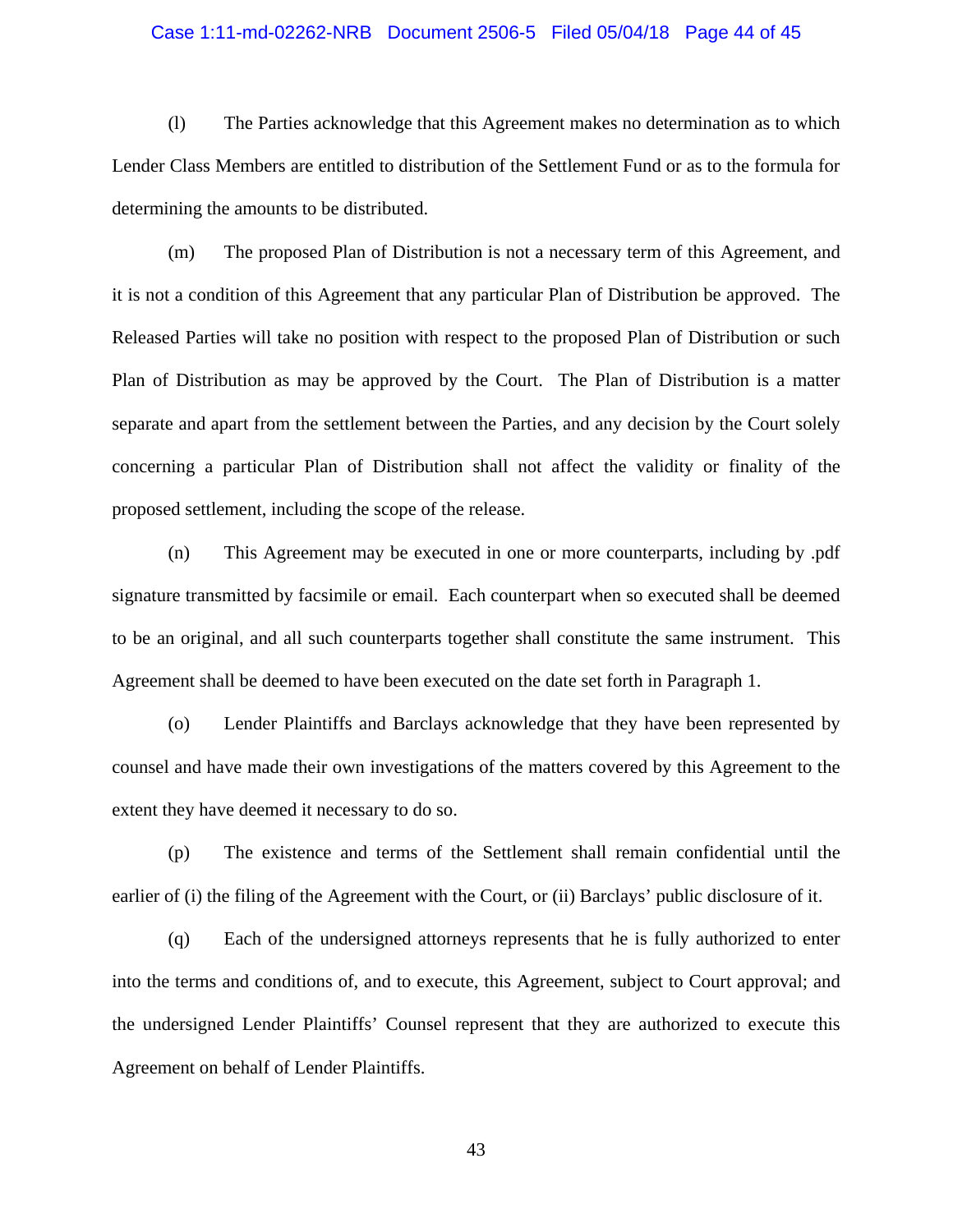(l) The Parties acknowledge that this Agreement makes no determination as to which Lender Class Members are entitled to distribution of the Settlement Fund or as to the formula for determining the amounts to be distributed.

(m) The proposed Plan of Distribution is not a necessary term of this Agreement, and it is not a condition of this Agreement that any particular Plan of Distribution be approved. The Released Parties will take no position with respect to the proposed Plan of Distribution or such Plan of Distribution as may be approved by the Court. The Plan of Distribution is a matter separate and apart from the settlement between the Parties, and any decision by the Court solely concerning a particular Plan of Distribution shall not affect the validity or finality of the proposed settlement, including the scope of the release.

(n) This Agreement may be executed in one or more counterparts, including by .pdf signature transmitted by facsimile or email. Each counterpart when so executed shall be deemed to be an original, and all such counterparts together shall constitute the same instrument. This Agreement shall be deemed to have been executed on the date set forth in Paragraph 1.

(o) Lender Plaintiffs and Barclays acknowledge that they have been represented by counsel and have made their own investigations of the matters covered by this Agreement to the extent they have deemed it necessary to do so.

(p) The existence and terms of the Settlement shall remain confidential until the earlier of (i) the filing of the Agreement with the Court, or (ii) Barclays' public disclosure of it.

(q) Each of the undersigned attorneys represents that he is fully authorized to enter into the terms and conditions of, and to execute, this Agreement, subject to Court approval; and the undersigned Lender Plaintiffs' Counsel represent that they are authorized to execute this Agreement on behalf of Lender Plaintiffs.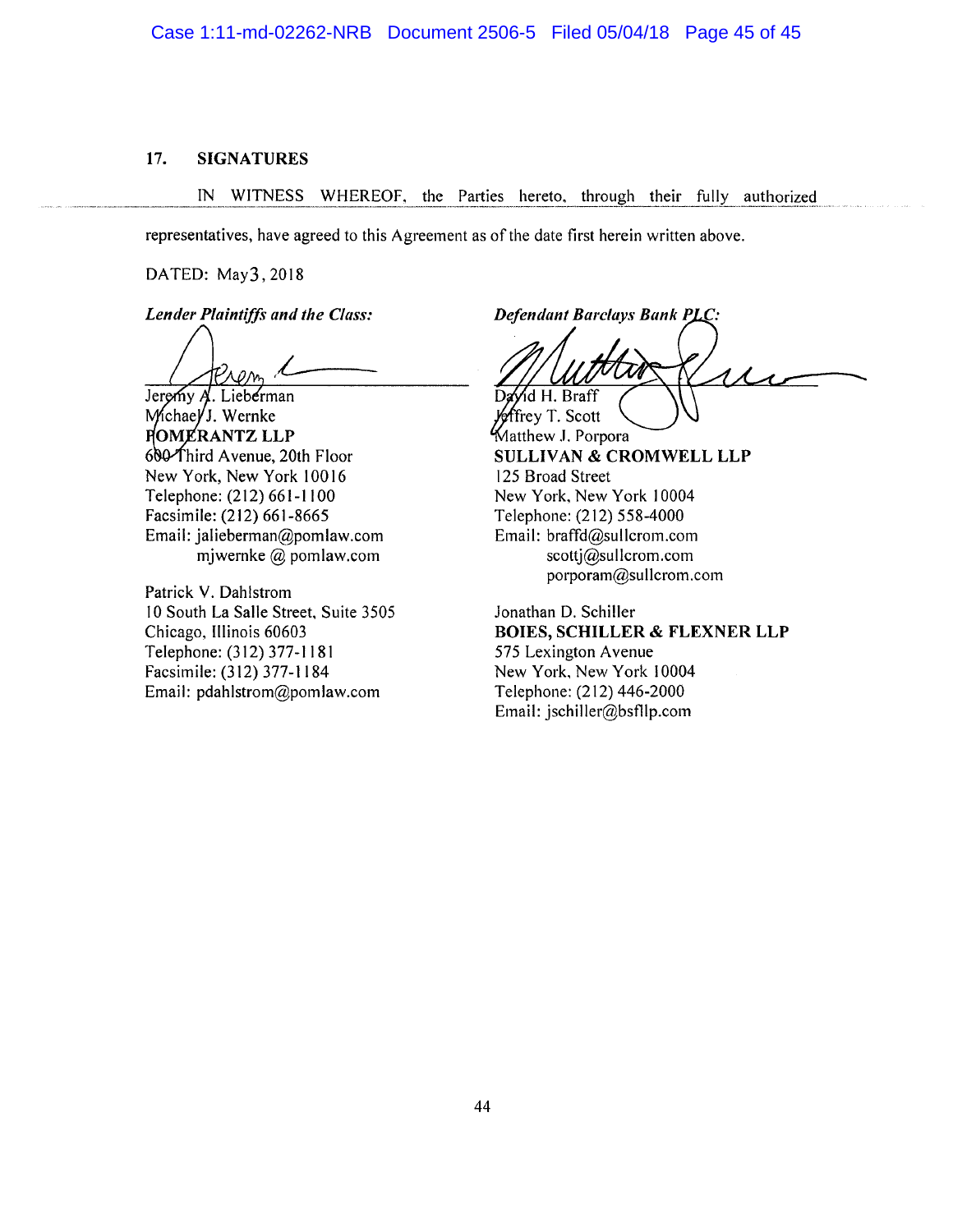## 17. SIGNATURES

IN WITNESS WHEREOF, the Parties hereto, through their fully authorized representatives, have agreed to this Agreement as of the date first herein written above.

DATED: May 3, 2018

*Lender Plaintiffs and the Class:*

Jeremy A. Lieberman
Michael J. Wernke
**POMERANTZ LLP**
600 Third Avenue, 20th Floor
New York, New York 10016
Telephone: (212) 661-1100
Facsimile: (212) 661-8665
Email: jalieberman@pomlaw.com
mjwernke @ pomlaw.com

Patrick V. Dahlstrom
10 South La Salle Street, Suite 3505
Chicago, Illinois 60603
Telephone: (312) 377-1181
Facsimile: (312) 377-1184
Email: pdahlstrom@pomlaw.com

*Defendant Barclays Bank PLC:*

David H. Braff
Jeffrey T. Scott
Matthew J. Porpora
**SULLIVAN & CROMWELL LLP**
125 Broad Street
New York, New York 10004
Telephone: (212) 558-4000
Email: braffd@sullcrom.com
scottj@sullcrom.com
porporam@sullcrom.com

Jonathan D. Schiller
**BOIES, SCHILLER & FLEXNER LLP**
575 Lexington Avenue
New York, New York 10004
Telephone: (212) 446-2000
Email: jschiller@bsfllp.com